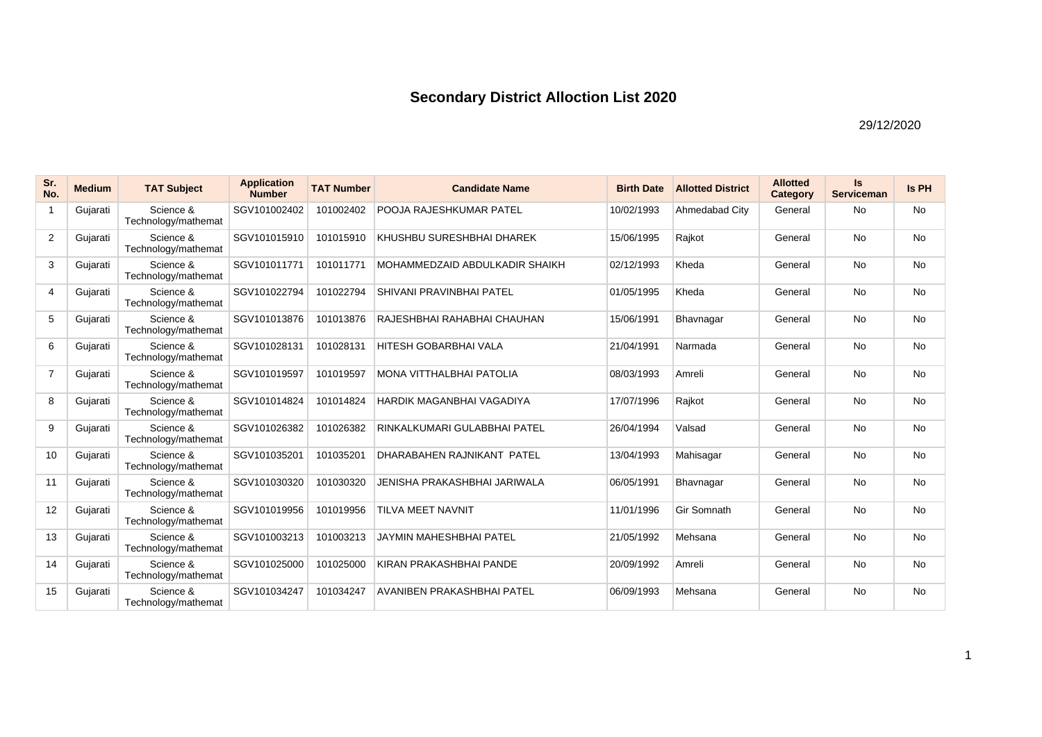# Secondary District Alloction List 2020

29/12/2020

| Sr. No. | Medium | TAT Subject | Application Number | TAT Number | Candidate Name | Birth Date | Allotted District | Allotted Category | Is Serviceman | Is PH |
|---|---|---|---|---|---|---|---|---|---|---|
| 1 | Gujarati | Science & Technology/mathemat | SGV101002402 | 101002402 | POOJA RAJESHKUMAR PATEL | 10/02/1993 | Ahmedabad City | General | No | No |
| 2 | Gujarati | Science & Technology/mathemat | SGV101015910 | 101015910 | KHUSHBU SURESHBHAI DHAREK | 15/06/1995 | Rajkot | General | No | No |
| 3 | Gujarati | Science & Technology/mathemat | SGV101011771 | 101011771 | MOHAMMEDZAID ABDULKADIR SHAIKH | 02/12/1993 | Kheda | General | No | No |
| 4 | Gujarati | Science & Technology/mathemat | SGV101022794 | 101022794 | SHIVANI PRAVINBHAI PATEL | 01/05/1995 | Kheda | General | No | No |
| 5 | Gujarati | Science & Technology/mathemat | SGV101013876 | 101013876 | RAJESHBHAI RAHABHAI CHAUHAN | 15/06/1991 | Bhavnagar | General | No | No |
| 6 | Gujarati | Science & Technology/mathemat | SGV101028131 | 101028131 | HITESH GOBARBHAI VALA | 21/04/1991 | Narmada | General | No | No |
| 7 | Gujarati | Science & Technology/mathemat | SGV101019597 | 101019597 | MONA VITTHALBHAI PATOLIA | 08/03/1993 | Amreli | General | No | No |
| 8 | Gujarati | Science & Technology/mathemat | SGV101014824 | 101014824 | HARDIK MAGANBHAI VAGADIYA | 17/07/1996 | Rajkot | General | No | No |
| 9 | Gujarati | Science & Technology/mathemat | SGV101026382 | 101026382 | RINKALKUMARI GULABBHAI PATEL | 26/04/1994 | Valsad | General | No | No |
| 10 | Gujarati | Science & Technology/mathemat | SGV101035201 | 101035201 | DHARABAHEN RAJNIKANT PATEL | 13/04/1993 | Mahisagar | General | No | No |
| 11 | Gujarati | Science & Technology/mathemat | SGV101030320 | 101030320 | JENISHA PRAKASHBHAI JARIWALA | 06/05/1991 | Bhavnagar | General | No | No |
| 12 | Gujarati | Science & Technology/mathemat | SGV101019956 | 101019956 | TILVA MEET NAVNIT | 11/01/1996 | Gir Somnath | General | No | No |
| 13 | Gujarati | Science & Technology/mathemat | SGV101003213 | 101003213 | JAYMIN MAHESHBHAI PATEL | 21/05/1992 | Mehsana | General | No | No |
| 14 | Gujarati | Science & Technology/mathemat | SGV101025000 | 101025000 | KIRAN PRAKASHBHAI PANDE | 20/09/1992 | Amreli | General | No | No |
| 15 | Gujarati | Science & Technology/mathemat | SGV101034247 | 101034247 | AVANIBEN PRAKASHBHAI PATEL | 06/09/1993 | Mehsana | General | No | No |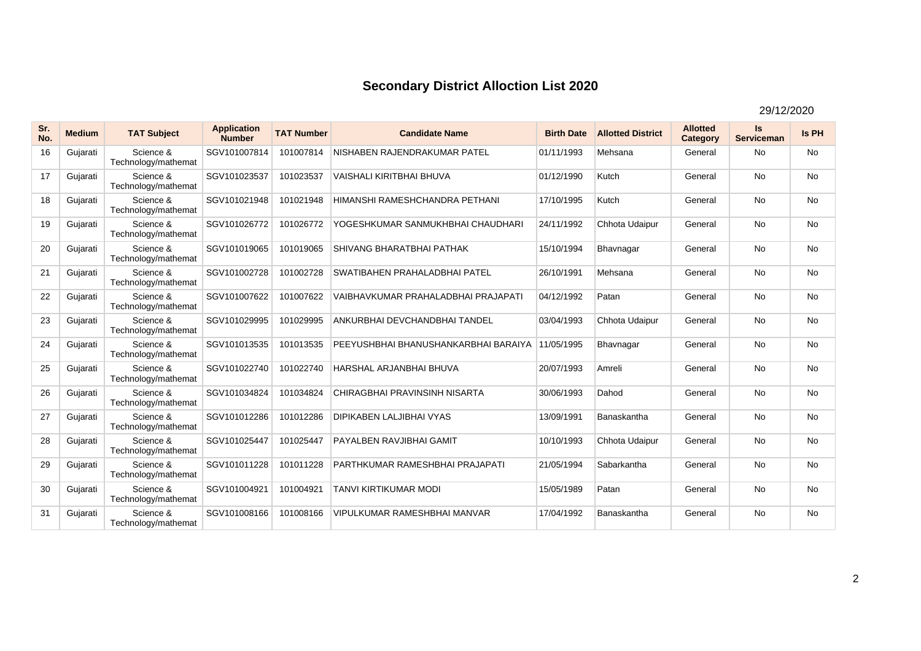# Secondary District Alloction List 2020

29/12/2020

| Sr. No. | Medium | TAT Subject | Application Number | TAT Number | Candidate Name | Birth Date | Allotted District | Allotted Category | Is Serviceman | Is PH |
|---|---|---|---|---|---|---|---|---|---|---|
| 16 | Gujarati | Science & Technology/mathemat | SGV101007814 | 101007814 | NISHABEN RAJENDRAKUMAR PATEL | 01/11/1993 | Mehsana | General | No | No |
| 17 | Gujarati | Science & Technology/mathemat | SGV101023537 | 101023537 | VAISHALI KIRITBHAI BHUVA | 01/12/1990 | Kutch | General | No | No |
| 18 | Gujarati | Science & Technology/mathemat | SGV101021948 | 101021948 | HIMANSHI RAMESHCHANDRA PETHANI | 17/10/1995 | Kutch | General | No | No |
| 19 | Gujarati | Science & Technology/mathemat | SGV101026772 | 101026772 | YOGESHKUMAR SANMUKHBHAI CHAUDHARI | 24/11/1992 | Chhota Udaipur | General | No | No |
| 20 | Gujarati | Science & Technology/mathemat | SGV101019065 | 101019065 | SHIVANG BHARATBHAI PATHAK | 15/10/1994 | Bhavnagar | General | No | No |
| 21 | Gujarati | Science & Technology/mathemat | SGV101002728 | 101002728 | SWATIBAHEN PRAHALADBHAI PATEL | 26/10/1991 | Mehsana | General | No | No |
| 22 | Gujarati | Science & Technology/mathemat | SGV101007622 | 101007622 | VAIBHAVKUMAR PRAHALADBHAI PRAJAPATI | 04/12/1992 | Patan | General | No | No |
| 23 | Gujarati | Science & Technology/mathemat | SGV101029995 | 101029995 | ANKURBHAI DEVCHANDBHAI TANDEL | 03/04/1993 | Chhota Udaipur | General | No | No |
| 24 | Gujarati | Science & Technology/mathemat | SGV101013535 | 101013535 | PEEYUSHBHAI BHANUSHANKARBHAI BARAIYA | 11/05/1995 | Bhavnagar | General | No | No |
| 25 | Gujarati | Science & Technology/mathemat | SGV101022740 | 101022740 | HARSHAL ARJANBHAI BHUVA | 20/07/1993 | Amreli | General | No | No |
| 26 | Gujarati | Science & Technology/mathemat | SGV101034824 | 101034824 | CHIRAGBHAI PRAVINSINH NISARTA | 30/06/1993 | Dahod | General | No | No |
| 27 | Gujarati | Science & Technology/mathemat | SGV101012286 | 101012286 | DIPIKABEN LALJIBHAI VYAS | 13/09/1991 | Banaskantha | General | No | No |
| 28 | Gujarati | Science & Technology/mathemat | SGV101025447 | 101025447 | PAYALBEN RAVJIBHAI GAMIT | 10/10/1993 | Chhota Udaipur | General | No | No |
| 29 | Gujarati | Science & Technology/mathemat | SGV101011228 | 101011228 | PARTHKUMAR RAMESHBHAI PRAJAPATI | 21/05/1994 | Sabarkantha | General | No | No |
| 30 | Gujarati | Science & Technology/mathemat | SGV101004921 | 101004921 | TANVI KIRTIKUMAR MODI | 15/05/1989 | Patan | General | No | No |
| 31 | Gujarati | Science & Technology/mathemat | SGV101008166 | 101008166 | VIPULKUMAR RAMESHBHAI MANVAR | 17/04/1992 | Banaskantha | General | No | No |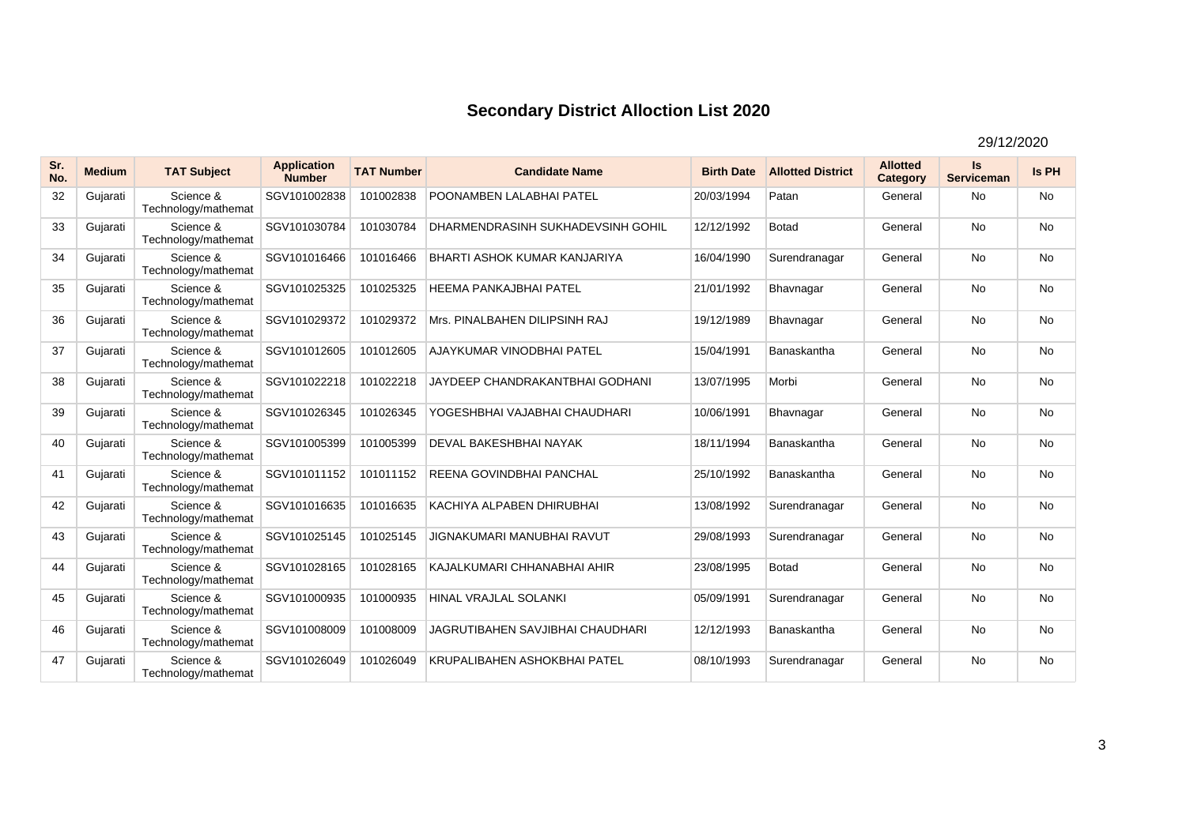# Secondary District Alloction List 2020

29/12/2020

| Sr. No. | Medium | TAT Subject | Application Number | TAT Number | Candidate Name | Birth Date | Allotted District | Allotted Category | Is Serviceman | Is PH |
|---|---|---|---|---|---|---|---|---|---|---|
| 32 | Gujarati | Science & Technology/mathemat | SGV101002838 | 101002838 | POONAMBEN LALABHAI PATEL | 20/03/1994 | Patan | General | No | No |
| 33 | Gujarati | Science & Technology/mathemat | SGV101030784 | 101030784 | DHARMENDRASINH SUKHADEVSINH GOHIL | 12/12/1992 | Botad | General | No | No |
| 34 | Gujarati | Science & Technology/mathemat | SGV101016466 | 101016466 | BHARTI ASHOK KUMAR KANJARIYA | 16/04/1990 | Surendranagar | General | No | No |
| 35 | Gujarati | Science & Technology/mathemat | SGV101025325 | 101025325 | HEEMA PANKAJBHAI PATEL | 21/01/1992 | Bhavnagar | General | No | No |
| 36 | Gujarati | Science & Technology/mathemat | SGV101029372 | 101029372 | Mrs. PINALBAHEN DILIPSINH RAJ | 19/12/1989 | Bhavnagar | General | No | No |
| 37 | Gujarati | Science & Technology/mathemat | SGV101012605 | 101012605 | AJAYKUMAR VINODBHAI PATEL | 15/04/1991 | Banaskantha | General | No | No |
| 38 | Gujarati | Science & Technology/mathemat | SGV101022218 | 101022218 | JAYDEEP CHANDRAKANTBHAI GODHANI | 13/07/1995 | Morbi | General | No | No |
| 39 | Gujarati | Science & Technology/mathemat | SGV101026345 | 101026345 | YOGESHBHAI VAJABHAI CHAUDHARI | 10/06/1991 | Bhavnagar | General | No | No |
| 40 | Gujarati | Science & Technology/mathemat | SGV101005399 | 101005399 | DEVAL BAKESHBHAI NAYAK | 18/11/1994 | Banaskantha | General | No | No |
| 41 | Gujarati | Science & Technology/mathemat | SGV101011152 | 101011152 | REENA GOVINDBHAI PANCHAL | 25/10/1992 | Banaskantha | General | No | No |
| 42 | Gujarati | Science & Technology/mathemat | SGV101016635 | 101016635 | KACHIYA ALPABEN DHIRUBHAI | 13/08/1992 | Surendranagar | General | No | No |
| 43 | Gujarati | Science & Technology/mathemat | SGV101025145 | 101025145 | JIGNAKUMARI MANUBHAI RAVUT | 29/08/1993 | Surendranagar | General | No | No |
| 44 | Gujarati | Science & Technology/mathemat | SGV101028165 | 101028165 | KAJALKUMARI CHHANABHAI AHIR | 23/08/1995 | Botad | General | No | No |
| 45 | Gujarati | Science & Technology/mathemat | SGV101000935 | 101000935 | HINAL VRAJLAL SOLANKI | 05/09/1991 | Surendranagar | General | No | No |
| 46 | Gujarati | Science & Technology/mathemat | SGV101008009 | 101008009 | JAGRUTIBAHEN SAVJIBHAI CHAUDHARI | 12/12/1993 | Banaskantha | General | No | No |
| 47 | Gujarati | Science & Technology/mathemat | SGV101026049 | 101026049 | KRUPALIBAHEN ASHOKBHAI PATEL | 08/10/1993 | Surendranagar | General | No | No |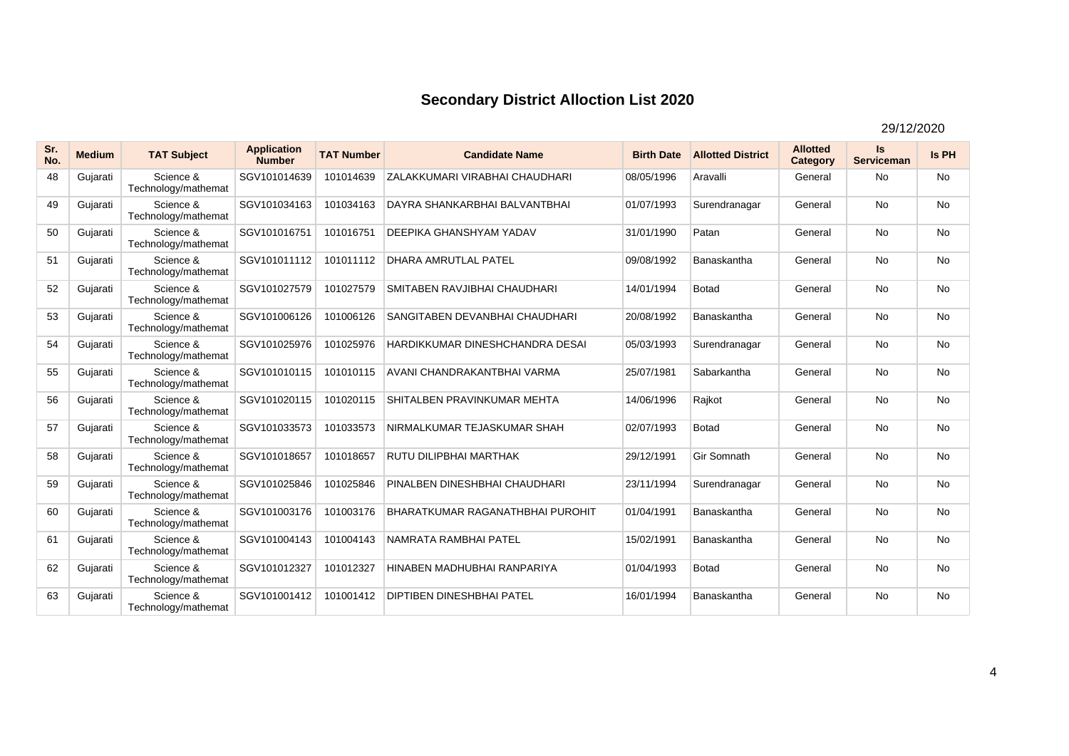# Secondary District Alloction List 2020

29/12/2020

| Sr. No. | Medium | TAT Subject | Application Number | TAT Number | Candidate Name | Birth Date | Allotted District | Allotted Category | Is Serviceman | Is PH |
|---|---|---|---|---|---|---|---|---|---|---|
| 48 | Gujarati | Science & Technology/mathemat | SGV101014639 | 101014639 | ZALAKKUMARI VIRABHAI CHAUDHARI | 08/05/1996 | Aravalli | General | No | No |
| 49 | Gujarati | Science & Technology/mathemat | SGV101034163 | 101034163 | DAYRA SHANKARBHAI BALVANTBHAI | 01/07/1993 | Surendranagar | General | No | No |
| 50 | Gujarati | Science & Technology/mathemat | SGV101016751 | 101016751 | DEEPIKA GHANSHYAM YADAV | 31/01/1990 | Patan | General | No | No |
| 51 | Gujarati | Science & Technology/mathemat | SGV101011112 | 101011112 | DHARA AMRUTLAL PATEL | 09/08/1992 | Banaskantha | General | No | No |
| 52 | Gujarati | Science & Technology/mathemat | SGV101027579 | 101027579 | SMITABEN RAVJIBHAI CHAUDHARI | 14/01/1994 | Botad | General | No | No |
| 53 | Gujarati | Science & Technology/mathemat | SGV101006126 | 101006126 | SANGITABEN DEVANBHAI CHAUDHARI | 20/08/1992 | Banaskantha | General | No | No |
| 54 | Gujarati | Science & Technology/mathemat | SGV101025976 | 101025976 | HARDIKKUMAR DINESHCHANDRA DESAI | 05/03/1993 | Surendranagar | General | No | No |
| 55 | Gujarati | Science & Technology/mathemat | SGV101010115 | 101010115 | AVANI CHANDRAKANTBHAI VARMA | 25/07/1981 | Sabarkantha | General | No | No |
| 56 | Gujarati | Science & Technology/mathemat | SGV101020115 | 101020115 | SHITALBEN PRAVINKUMAR MEHTA | 14/06/1996 | Rajkot | General | No | No |
| 57 | Gujarati | Science & Technology/mathemat | SGV101033573 | 101033573 | NIRMALKUMAR TEJASKUMAR SHAH | 02/07/1993 | Botad | General | No | No |
| 58 | Gujarati | Science & Technology/mathemat | SGV101018657 | 101018657 | RUTU DILIPBHAI MARTHAK | 29/12/1991 | Gir Somnath | General | No | No |
| 59 | Gujarati | Science & Technology/mathemat | SGV101025846 | 101025846 | PINALBEN DINESHBHAI CHAUDHARI | 23/11/1994 | Surendranagar | General | No | No |
| 60 | Gujarati | Science & Technology/mathemat | SGV101003176 | 101003176 | BHARATKUMAR RAGANATHBHAI PUROHIT | 01/04/1991 | Banaskantha | General | No | No |
| 61 | Gujarati | Science & Technology/mathemat | SGV101004143 | 101004143 | NAMRATA RAMBHAI PATEL | 15/02/1991 | Banaskantha | General | No | No |
| 62 | Gujarati | Science & Technology/mathemat | SGV101012327 | 101012327 | HINABEN MADHUBHAI RANPARIYA | 01/04/1993 | Botad | General | No | No |
| 63 | Gujarati | Science & Technology/mathemat | SGV101001412 | 101001412 | DIPTIBEN DINESHBHAI PATEL | 16/01/1994 | Banaskantha | General | No | No |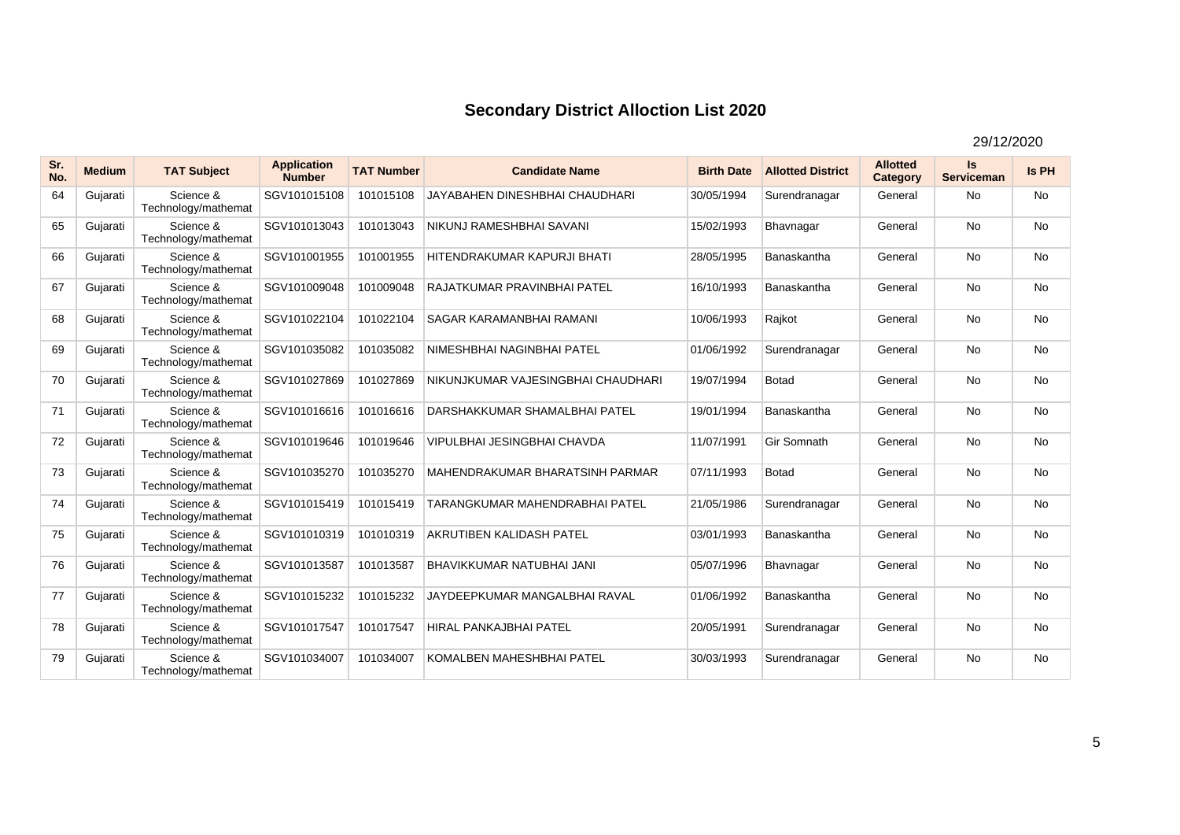# Secondary District Alloction List 2020

29/12/2020

| Sr. No. | Medium | TAT Subject | Application Number | TAT Number | Candidate Name | Birth Date | Allotted District | Allotted Category | Is Serviceman | Is PH |
|---|---|---|---|---|---|---|---|---|---|---|
| 64 | Gujarati | Science & Technology/mathemat | SGV101015108 | 101015108 | JAYABAHEN DINESHBHAI CHAUDHARI | 30/05/1994 | Surendranagar | General | No | No |
| 65 | Gujarati | Science & Technology/mathemat | SGV101013043 | 101013043 | NIKUNJ RAMESHBHAI SAVANI | 15/02/1993 | Bhavnagar | General | No | No |
| 66 | Gujarati | Science & Technology/mathemat | SGV101001955 | 101001955 | HITENDRAKUMAR KAPURJI BHATI | 28/05/1995 | Banaskantha | General | No | No |
| 67 | Gujarati | Science & Technology/mathemat | SGV101009048 | 101009048 | RAJATKUMAR PRAVINBHAI PATEL | 16/10/1993 | Banaskantha | General | No | No |
| 68 | Gujarati | Science & Technology/mathemat | SGV101022104 | 101022104 | SAGAR KARAMANBHAI RAMANI | 10/06/1993 | Rajkot | General | No | No |
| 69 | Gujarati | Science & Technology/mathemat | SGV101035082 | 101035082 | NIMESHBHAI NAGINBHAI PATEL | 01/06/1992 | Surendranagar | General | No | No |
| 70 | Gujarati | Science & Technology/mathemat | SGV101027869 | 101027869 | NIKUNJKUMAR VAJESINGBHAI CHAUDHARI | 19/07/1994 | Botad | General | No | No |
| 71 | Gujarati | Science & Technology/mathemat | SGV101016616 | 101016616 | DARSHAKKUMAR SHAMALBHAI PATEL | 19/01/1994 | Banaskantha | General | No | No |
| 72 | Gujarati | Science & Technology/mathemat | SGV101019646 | 101019646 | VIPULBHAI JESINGBHAI CHAVDA | 11/07/1991 | Gir Somnath | General | No | No |
| 73 | Gujarati | Science & Technology/mathemat | SGV101035270 | 101035270 | MAHENDRAKUMAR BHARATSINH PARMAR | 07/11/1993 | Botad | General | No | No |
| 74 | Gujarati | Science & Technology/mathemat | SGV101015419 | 101015419 | TARANGKUMAR MAHENDRABHAI PATEL | 21/05/1986 | Surendranagar | General | No | No |
| 75 | Gujarati | Science & Technology/mathemat | SGV101010319 | 101010319 | AKRUTIBEN KALIDASH PATEL | 03/01/1993 | Banaskantha | General | No | No |
| 76 | Gujarati | Science & Technology/mathemat | SGV101013587 | 101013587 | BHAVIKKUMAR NATUBHAI JANI | 05/07/1996 | Bhavnagar | General | No | No |
| 77 | Gujarati | Science & Technology/mathemat | SGV101015232 | 101015232 | JAYDEEPKUMAR MANGALBHAI RAVAL | 01/06/1992 | Banaskantha | General | No | No |
| 78 | Gujarati | Science & Technology/mathemat | SGV101017547 | 101017547 | HIRAL PANKAJBHAI PATEL | 20/05/1991 | Surendranagar | General | No | No |
| 79 | Gujarati | Science & Technology/mathemat | SGV101034007 | 101034007 | KOMALBEN MAHESHBHAI PATEL | 30/03/1993 | Surendranagar | General | No | No |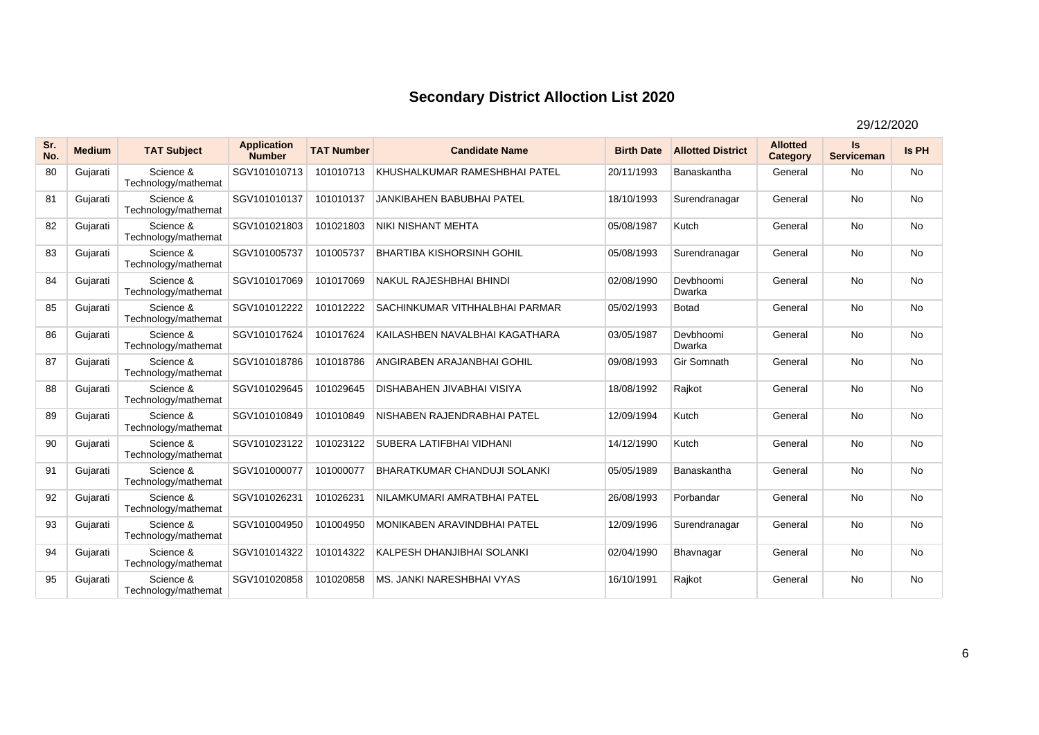# Secondary District Alloction List 2020

29/12/2020

| Sr. No. | Medium | TAT Subject | Application Number | TAT Number | Candidate Name | Birth Date | Allotted District | Allotted Category | Is Serviceman | Is PH |
|---|---|---|---|---|---|---|---|---|---|---|
| 80 | Gujarati | Science & Technology/mathemat | SGV101010713 | 101010713 | KHUSHALKUMAR RAMESHBHAI PATEL | 20/11/1993 | Banaskantha | General | No | No |
| 81 | Gujarati | Science & Technology/mathemat | SGV101010137 | 101010137 | JANKIBAHEN BABUBHAI PATEL | 18/10/1993 | Surendranagar | General | No | No |
| 82 | Gujarati | Science & Technology/mathemat | SGV101021803 | 101021803 | NIKI NISHANT MEHTA | 05/08/1987 | Kutch | General | No | No |
| 83 | Gujarati | Science & Technology/mathemat | SGV101005737 | 101005737 | BHARTIBA KISHORSINH GOHIL | 05/08/1993 | Surendranagar | General | No | No |
| 84 | Gujarati | Science & Technology/mathemat | SGV101017069 | 101017069 | NAKUL RAJESHBHAI BHINDI | 02/08/1990 | Devbhoomi Dwarka | General | No | No |
| 85 | Gujarati | Science & Technology/mathemat | SGV101012222 | 101012222 | SACHINKUMAR VITHHALBHAI PARMAR | 05/02/1993 | Botad | General | No | No |
| 86 | Gujarati | Science & Technology/mathemat | SGV101017624 | 101017624 | KAILASHBEN NAVALBHAI KAGATHARA | 03/05/1987 | Devbhoomi Dwarka | General | No | No |
| 87 | Gujarati | Science & Technology/mathemat | SGV101018786 | 101018786 | ANGIRABEN ARAJANBHAI GOHIL | 09/08/1993 | Gir Somnath | General | No | No |
| 88 | Gujarati | Science & Technology/mathemat | SGV101029645 | 101029645 | DISHABAHEN JIVABHAI VISIYA | 18/08/1992 | Rajkot | General | No | No |
| 89 | Gujarati | Science & Technology/mathemat | SGV101010849 | 101010849 | NISHABEN RAJENDRABHAI PATEL | 12/09/1994 | Kutch | General | No | No |
| 90 | Gujarati | Science & Technology/mathemat | SGV101023122 | 101023122 | SUBERA LATIFBHAI VIDHANI | 14/12/1990 | Kutch | General | No | No |
| 91 | Gujarati | Science & Technology/mathemat | SGV101000077 | 101000077 | BHARATKUMAR CHANDUJI SOLANKI | 05/05/1989 | Banaskantha | General | No | No |
| 92 | Gujarati | Science & Technology/mathemat | SGV101026231 | 101026231 | NILAMKUMARI AMRATBHAI PATEL | 26/08/1993 | Porbandar | General | No | No |
| 93 | Gujarati | Science & Technology/mathemat | SGV101004950 | 101004950 | MONIKABEN ARAVINDBHAI PATEL | 12/09/1996 | Surendranagar | General | No | No |
| 94 | Gujarati | Science & Technology/mathemat | SGV101014322 | 101014322 | KALPESH DHANJIBHAI SOLANKI | 02/04/1990 | Bhavnagar | General | No | No |
| 95 | Gujarati | Science & Technology/mathemat | SGV101020858 | 101020858 | MS. JANKI NARESHBHAI VYAS | 16/10/1991 | Rajkot | General | No | No |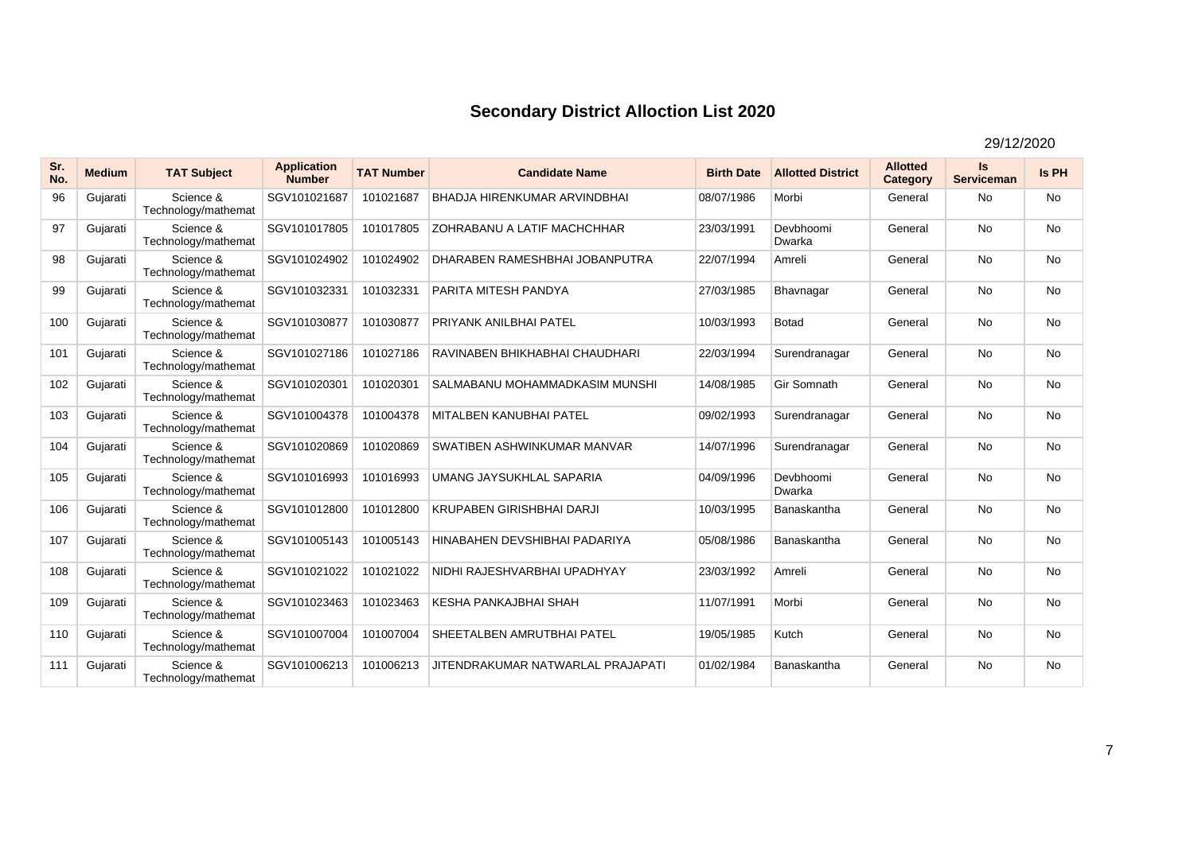# Secondary District Alloction List 2020

29/12/2020

| Sr. No. | Medium | TAT Subject | Application Number | TAT Number | Candidate Name | Birth Date | Allotted District | Allotted Category | Is Serviceman | Is PH |
|---|---|---|---|---|---|---|---|---|---|---|
| 96 | Gujarati | Science & Technology/mathemat | SGV101021687 | 101021687 | BHADJA HIRENKUMAR ARVINDBHAI | 08/07/1986 | Morbi | General | No | No |
| 97 | Gujarati | Science & Technology/mathemat | SGV101017805 | 101017805 | ZOHRABANU A LATIF MACHCHHAR | 23/03/1991 | Devbhoomi Dwarka | General | No | No |
| 98 | Gujarati | Science & Technology/mathemat | SGV101024902 | 101024902 | DHARABEN RAMESHBHAI JOBANPUTRA | 22/07/1994 | Amreli | General | No | No |
| 99 | Gujarati | Science & Technology/mathemat | SGV101032331 | 101032331 | PARITA MITESH PANDYA | 27/03/1985 | Bhavnagar | General | No | No |
| 100 | Gujarati | Science & Technology/mathemat | SGV101030877 | 101030877 | PRIYANK ANILBHAI PATEL | 10/03/1993 | Botad | General | No | No |
| 101 | Gujarati | Science & Technology/mathemat | SGV101027186 | 101027186 | RAVINABEN BHIKHABHAI CHAUDHARI | 22/03/1994 | Surendranagar | General | No | No |
| 102 | Gujarati | Science & Technology/mathemat | SGV101020301 | 101020301 | SALMABANU MOHAMMADKASIM MUNSHI | 14/08/1985 | Gir Somnath | General | No | No |
| 103 | Gujarati | Science & Technology/mathemat | SGV101004378 | 101004378 | MITALBEN KANUBHAI PATEL | 09/02/1993 | Surendranagar | General | No | No |
| 104 | Gujarati | Science & Technology/mathemat | SGV101020869 | 101020869 | SWATIBEN ASHWINKUMAR MANVAR | 14/07/1996 | Surendranagar | General | No | No |
| 105 | Gujarati | Science & Technology/mathemat | SGV101016993 | 101016993 | UMANG JAYSUKHLAL SAPARIA | 04/09/1996 | Devbhoomi Dwarka | General | No | No |
| 106 | Gujarati | Science & Technology/mathemat | SGV101012800 | 101012800 | KRUPABEN GIRISHBHAI DARJI | 10/03/1995 | Banaskantha | General | No | No |
| 107 | Gujarati | Science & Technology/mathemat | SGV101005143 | 101005143 | HINABAHEN DEVSHIBHAI PADARIYA | 05/08/1986 | Banaskantha | General | No | No |
| 108 | Gujarati | Science & Technology/mathemat | SGV101021022 | 101021022 | NIDHI RAJESHVARBHAI UPADHYAY | 23/03/1992 | Amreli | General | No | No |
| 109 | Gujarati | Science & Technology/mathemat | SGV101023463 | 101023463 | KESHA PANKAJBHAI SHAH | 11/07/1991 | Morbi | General | No | No |
| 110 | Gujarati | Science & Technology/mathemat | SGV101007004 | 101007004 | SHEETALBEN AMRUTBHAI PATEL | 19/05/1985 | Kutch | General | No | No |
| 111 | Gujarati | Science & Technology/mathemat | SGV101006213 | 101006213 | JITENDRAKUMAR NATWARLAL PRAJAPATI | 01/02/1984 | Banaskantha | General | No | No |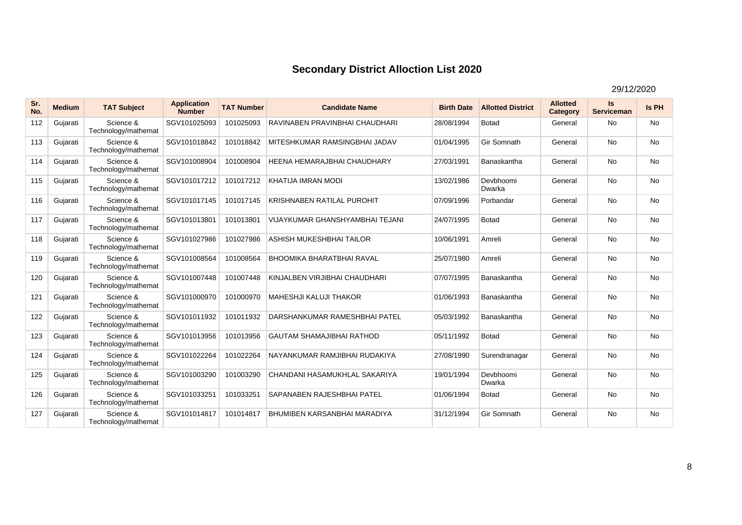# Secondary District Alloction List 2020

29/12/2020

| Sr. No. | Medium | TAT Subject | Application Number | TAT Number | Candidate Name | Birth Date | Allotted District | Allotted Category | Is Serviceman | Is PH |
|---|---|---|---|---|---|---|---|---|---|---|
| 112 | Gujarati | Science & Technology/mathemat | SGV101025093 | 101025093 | RAVINABEN PRAVINBHAI CHAUDHARI | 28/08/1994 | Botad | General | No | No |
| 113 | Gujarati | Science & Technology/mathemat | SGV101018842 | 101018842 | MITESHKUMAR RAMSINGBHAI JADAV | 01/04/1995 | Gir Somnath | General | No | No |
| 114 | Gujarati | Science & Technology/mathemat | SGV101008904 | 101008904 | HEENA HEMARAJBHAI CHAUDHARY | 27/03/1991 | Banaskantha | General | No | No |
| 115 | Gujarati | Science & Technology/mathemat | SGV101017212 | 101017212 | KHATIJA IMRAN MODI | 13/02/1986 | Devbhoomi Dwarka | General | No | No |
| 116 | Gujarati | Science & Technology/mathemat | SGV101017145 | 101017145 | KRISHNABEN RATILAL PUROHIT | 07/09/1996 | Porbandar | General | No | No |
| 117 | Gujarati | Science & Technology/mathemat | SGV101013801 | 101013801 | VIJAYKUMAR GHANSHYAMBHAI TEJANI | 24/07/1995 | Botad | General | No | No |
| 118 | Gujarati | Science & Technology/mathemat | SGV101027986 | 101027986 | ASHISH MUKESHBHAI TAILOR | 10/06/1991 | Amreli | General | No | No |
| 119 | Gujarati | Science & Technology/mathemat | SGV101008564 | 101008564 | BHOOMIKA BHARATBHAI RAVAL | 25/07/1980 | Amreli | General | No | No |
| 120 | Gujarati | Science & Technology/mathemat | SGV101007448 | 101007448 | KINJALBEN VIRJIBHAI CHAUDHARI | 07/07/1995 | Banaskantha | General | No | No |
| 121 | Gujarati | Science & Technology/mathemat | SGV101000970 | 101000970 | MAHESHJI KALUJI THAKOR | 01/06/1993 | Banaskantha | General | No | No |
| 122 | Gujarati | Science & Technology/mathemat | SGV101011932 | 101011932 | DARSHANKUMAR RAMESHBHAI PATEL | 05/03/1992 | Banaskantha | General | No | No |
| 123 | Gujarati | Science & Technology/mathemat | SGV101013956 | 101013956 | GAUTAM SHAMAJIBHAI RATHOD | 05/11/1992 | Botad | General | No | No |
| 124 | Gujarati | Science & Technology/mathemat | SGV101022264 | 101022264 | NAYANKUMAR RAMJIBHAI RUDAKIYA | 27/08/1990 | Surendranagar | General | No | No |
| 125 | Gujarati | Science & Technology/mathemat | SGV101003290 | 101003290 | CHANDANI HASAMUKHLAL SAKARIYA | 19/01/1994 | Devbhoomi Dwarka | General | No | No |
| 126 | Gujarati | Science & Technology/mathemat | SGV101033251 | 101033251 | SAPANABEN RAJESHBHAI PATEL | 01/06/1994 | Botad | General | No | No |
| 127 | Gujarati | Science & Technology/mathemat | SGV101014817 | 101014817 | BHUMIBEN KARSANBHAI MARADIYA | 31/12/1994 | Gir Somnath | General | No | No |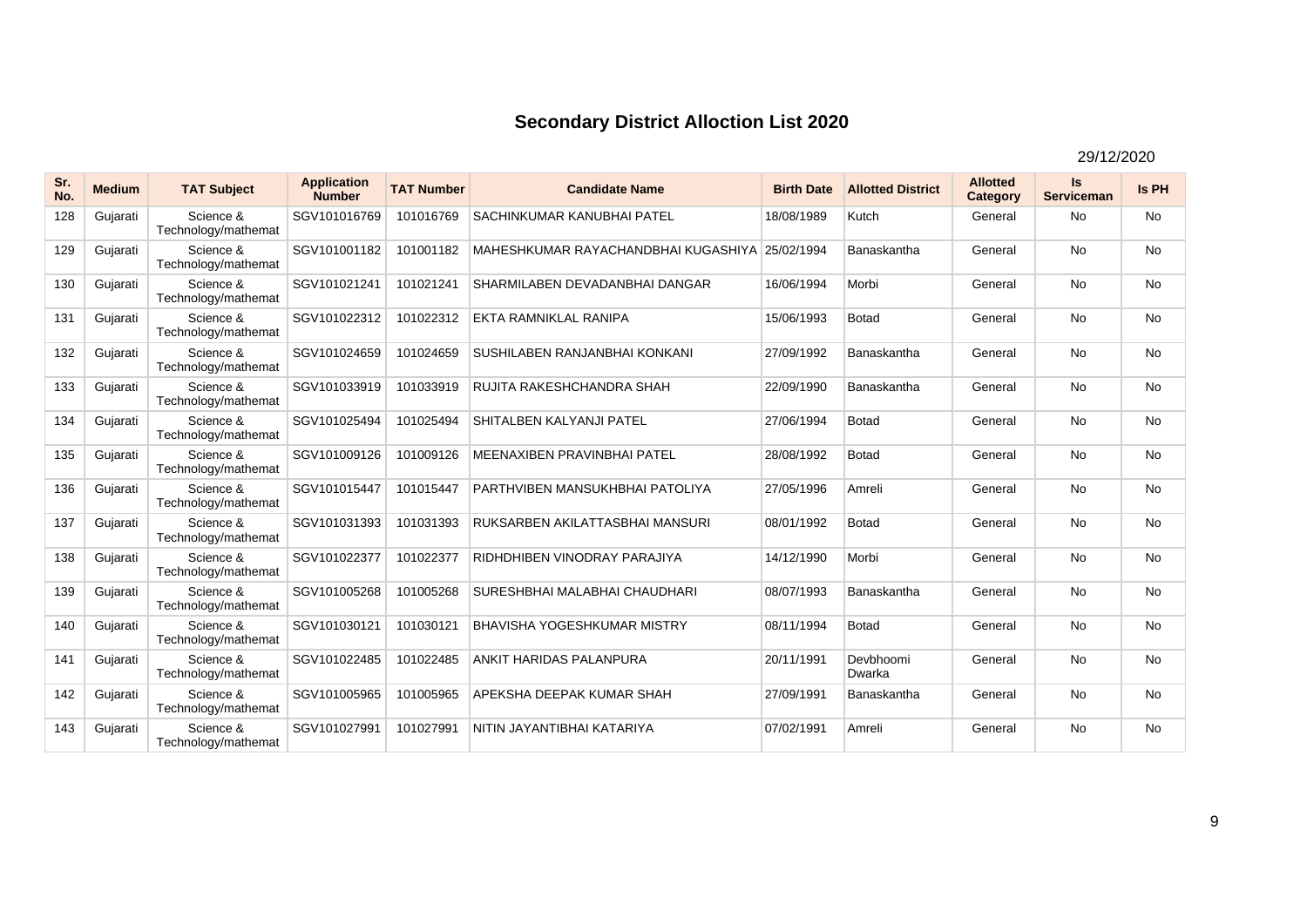# Secondary District Alloction List 2020

29/12/2020

| Sr. No. | Medium | TAT Subject | Application Number | TAT Number | Candidate Name | Birth Date | Allotted District | Allotted Category | Is Serviceman | Is PH |
|---|---|---|---|---|---|---|---|---|---|---|
| 128 | Gujarati | Science & Technology/mathemat | SGV101016769 | 101016769 | SACHINKUMAR KANUBHAI PATEL | 18/08/1989 | Kutch | General | No | No |
| 129 | Gujarati | Science & Technology/mathemat | SGV101001182 | 101001182 | MAHESHKUMAR RAYACHANDBHAI KUGASHIYA | 25/02/1994 | Banaskantha | General | No | No |
| 130 | Gujarati | Science & Technology/mathemat | SGV101021241 | 101021241 | SHARMILABEN DEVADANBHAI DANGAR | 16/06/1994 | Morbi | General | No | No |
| 131 | Gujarati | Science & Technology/mathemat | SGV101022312 | 101022312 | EKTA RAMNIKLAL RANIPA | 15/06/1993 | Botad | General | No | No |
| 132 | Gujarati | Science & Technology/mathemat | SGV101024659 | 101024659 | SUSHILABEN RANJANBHAI KONKANI | 27/09/1992 | Banaskantha | General | No | No |
| 133 | Gujarati | Science & Technology/mathemat | SGV101033919 | 101033919 | RUJITA RAKESHCHANDRA SHAH | 22/09/1990 | Banaskantha | General | No | No |
| 134 | Gujarati | Science & Technology/mathemat | SGV101025494 | 101025494 | SHITALBEN KALYANJI PATEL | 27/06/1994 | Botad | General | No | No |
| 135 | Gujarati | Science & Technology/mathemat | SGV101009126 | 101009126 | MEENAXIBEN PRAVINBHAI PATEL | 28/08/1992 | Botad | General | No | No |
| 136 | Gujarati | Science & Technology/mathemat | SGV101015447 | 101015447 | PARTHVIBEN MANSUKHBHAI PATOLIYA | 27/05/1996 | Amreli | General | No | No |
| 137 | Gujarati | Science & Technology/mathemat | SGV101031393 | 101031393 | RUKSARBEN AKILATTASBHAI MANSURI | 08/01/1992 | Botad | General | No | No |
| 138 | Gujarati | Science & Technology/mathemat | SGV101022377 | 101022377 | RIDHDHIBEN VINODRAY PARAJIYA | 14/12/1990 | Morbi | General | No | No |
| 139 | Gujarati | Science & Technology/mathemat | SGV101005268 | 101005268 | SURESHBHAI MALABHAI CHAUDHARI | 08/07/1993 | Banaskantha | General | No | No |
| 140 | Gujarati | Science & Technology/mathemat | SGV101030121 | 101030121 | BHAVISHA YOGESHKUMAR MISTRY | 08/11/1994 | Botad | General | No | No |
| 141 | Gujarati | Science & Technology/mathemat | SGV101022485 | 101022485 | ANKIT HARIDAS PALANPURA | 20/11/1991 | Devbhoomi Dwarka | General | No | No |
| 142 | Gujarati | Science & Technology/mathemat | SGV101005965 | 101005965 | APEKSHA DEEPAK KUMAR SHAH | 27/09/1991 | Banaskantha | General | No | No |
| 143 | Gujarati | Science & Technology/mathemat | SGV101027991 | 101027991 | NITIN JAYANTIBHAI KATARIYA | 07/02/1991 | Amreli | General | No | No |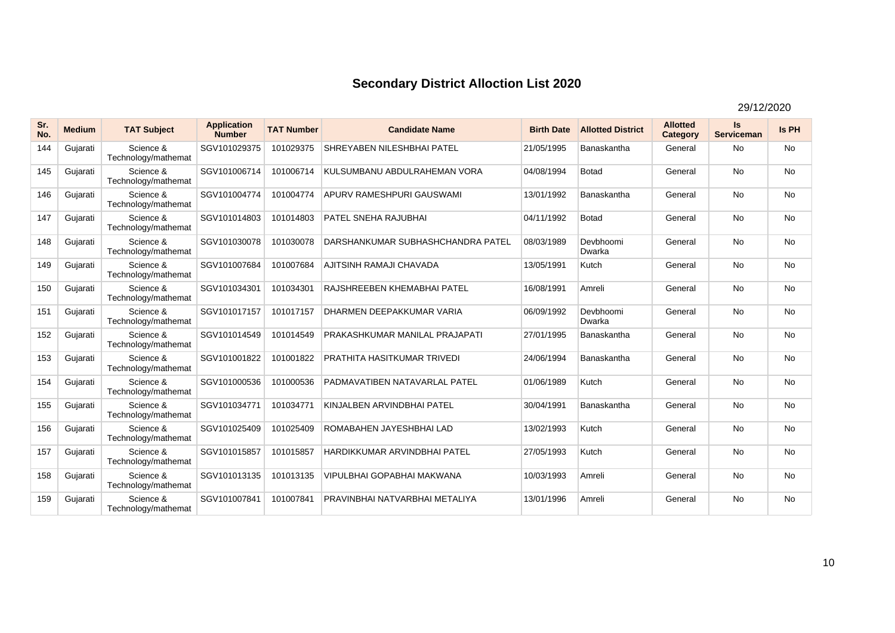# Secondary District Alloction List 2020

29/12/2020

| Sr. No. | Medium | TAT Subject | Application Number | TAT Number | Candidate Name | Birth Date | Allotted District | Allotted Category | Is Serviceman | Is PH |
|---|---|---|---|---|---|---|---|---|---|---|
| 144 | Gujarati | Science & Technology/mathemat | SGV101029375 | 101029375 | SHREYABEN NILESHBHAI PATEL | 21/05/1995 | Banaskantha | General | No | No |
| 145 | Gujarati | Science & Technology/mathemat | SGV101006714 | 101006714 | KULSUMBANU ABDULRAHEMAN VORA | 04/08/1994 | Botad | General | No | No |
| 146 | Gujarati | Science & Technology/mathemat | SGV101004774 | 101004774 | APURV RAMESHPURI GAUSWAMI | 13/01/1992 | Banaskantha | General | No | No |
| 147 | Gujarati | Science & Technology/mathemat | SGV101014803 | 101014803 | PATEL SNEHA RAJUBHAI | 04/11/1992 | Botad | General | No | No |
| 148 | Gujarati | Science & Technology/mathemat | SGV101030078 | 101030078 | DARSHANKUMAR SUBHASHCHANDRA PATEL | 08/03/1989 | Devbhoomi Dwarka | General | No | No |
| 149 | Gujarati | Science & Technology/mathemat | SGV101007684 | 101007684 | AJITSINH RAMAJI CHAVADA | 13/05/1991 | Kutch | General | No | No |
| 150 | Gujarati | Science & Technology/mathemat | SGV101034301 | 101034301 | RAJSHREEBEN KHEMABHAI PATEL | 16/08/1991 | Amreli | General | No | No |
| 151 | Gujarati | Science & Technology/mathemat | SGV101017157 | 101017157 | DHARMEN DEEPAKKUMAR VARIA | 06/09/1992 | Devbhoomi Dwarka | General | No | No |
| 152 | Gujarati | Science & Technology/mathemat | SGV101014549 | 101014549 | PRAKASHKUMAR MANILAL PRAJAPATI | 27/01/1995 | Banaskantha | General | No | No |
| 153 | Gujarati | Science & Technology/mathemat | SGV101001822 | 101001822 | PRATHITA HASITKUMAR TRIVEDI | 24/06/1994 | Banaskantha | General | No | No |
| 154 | Gujarati | Science & Technology/mathemat | SGV101000536 | 101000536 | PADMAVATIBEN NATAVARLAL PATEL | 01/06/1989 | Kutch | General | No | No |
| 155 | Gujarati | Science & Technology/mathemat | SGV101034771 | 101034771 | KINJALBEN ARVINDBHAI PATEL | 30/04/1991 | Banaskantha | General | No | No |
| 156 | Gujarati | Science & Technology/mathemat | SGV101025409 | 101025409 | ROMABAHEN JAYESHBHAI LAD | 13/02/1993 | Kutch | General | No | No |
| 157 | Gujarati | Science & Technology/mathemat | SGV101015857 | 101015857 | HARDIKKUMAR ARVINDBHAI PATEL | 27/05/1993 | Kutch | General | No | No |
| 158 | Gujarati | Science & Technology/mathemat | SGV101013135 | 101013135 | VIPULBHAI GOPABHAI MAKWANA | 10/03/1993 | Amreli | General | No | No |
| 159 | Gujarati | Science & Technology/mathemat | SGV101007841 | 101007841 | PRAVINBHAI NATVARBHAI METALIYA | 13/01/1996 | Amreli | General | No | No |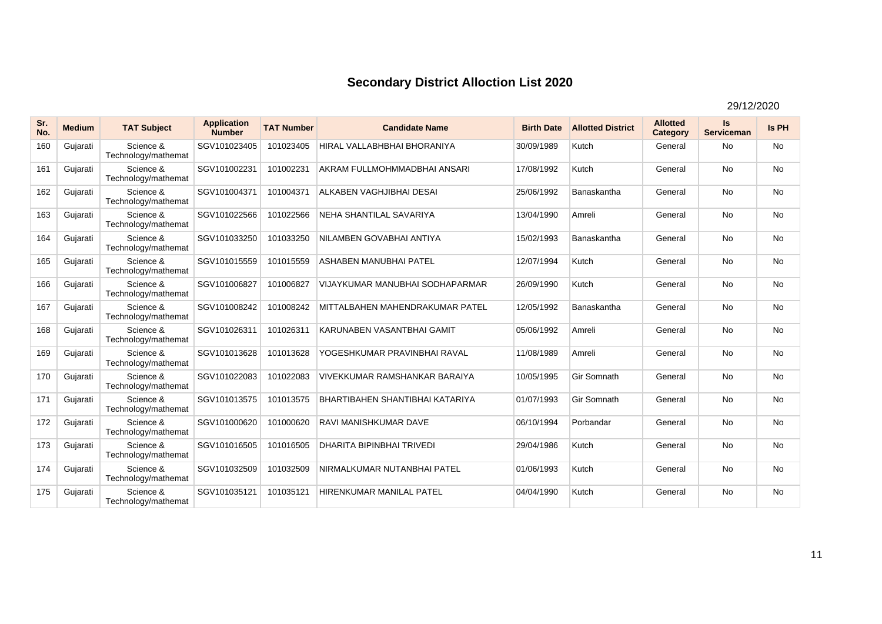# Secondary District Alloction List 2020

29/12/2020

| Sr. No. | Medium | TAT Subject | Application Number | TAT Number | Candidate Name | Birth Date | Allotted District | Allotted Category | Is Serviceman | Is PH |
|---|---|---|---|---|---|---|---|---|---|---|
| 160 | Gujarati | Science & Technology/mathemat | SGV101023405 | 101023405 | HIRAL VALLABHBHAI BHORANIYA | 30/09/1989 | Kutch | General | No | No |
| 161 | Gujarati | Science & Technology/mathemat | SGV101002231 | 101002231 | AKRAM FULLMOHMMADBHAI ANSARI | 17/08/1992 | Kutch | General | No | No |
| 162 | Gujarati | Science & Technology/mathemat | SGV101004371 | 101004371 | ALKABEN VAGHJIBHAI DESAI | 25/06/1992 | Banaskantha | General | No | No |
| 163 | Gujarati | Science & Technology/mathemat | SGV101022566 | 101022566 | NEHA SHANTILAL SAVARIYA | 13/04/1990 | Amreli | General | No | No |
| 164 | Gujarati | Science & Technology/mathemat | SGV101033250 | 101033250 | NILAMBEN GOVABHAI ANTIYA | 15/02/1993 | Banaskantha | General | No | No |
| 165 | Gujarati | Science & Technology/mathemat | SGV101015559 | 101015559 | ASHABEN MANUBHAI PATEL | 12/07/1994 | Kutch | General | No | No |
| 166 | Gujarati | Science & Technology/mathemat | SGV101006827 | 101006827 | VIJAYKUMAR MANUBHAI SODHAPARMAR | 26/09/1990 | Kutch | General | No | No |
| 167 | Gujarati | Science & Technology/mathemat | SGV101008242 | 101008242 | MITTALBAHEN MAHENDRAKUMAR PATEL | 12/05/1992 | Banaskantha | General | No | No |
| 168 | Gujarati | Science & Technology/mathemat | SGV101026311 | 101026311 | KARUNABEN VASANTBHAI GAMIT | 05/06/1992 | Amreli | General | No | No |
| 169 | Gujarati | Science & Technology/mathemat | SGV101013628 | 101013628 | YOGESHKUMAR PRAVINBHAI RAVAL | 11/08/1989 | Amreli | General | No | No |
| 170 | Gujarati | Science & Technology/mathemat | SGV101022083 | 101022083 | VIVEKKUMAR RAMSHANKAR BARAIYA | 10/05/1995 | Gir Somnath | General | No | No |
| 171 | Gujarati | Science & Technology/mathemat | SGV101013575 | 101013575 | BHARTIBAHEN SHANTIBHAI KATARIYA | 01/07/1993 | Gir Somnath | General | No | No |
| 172 | Gujarati | Science & Technology/mathemat | SGV101000620 | 101000620 | RAVI MANISHKUMAR DAVE | 06/10/1994 | Porbandar | General | No | No |
| 173 | Gujarati | Science & Technology/mathemat | SGV101016505 | 101016505 | DHARITA BIPINBHAI TRIVEDI | 29/04/1986 | Kutch | General | No | No |
| 174 | Gujarati | Science & Technology/mathemat | SGV101032509 | 101032509 | NIRMALKUMAR NUTANBHAI PATEL | 01/06/1993 | Kutch | General | No | No |
| 175 | Gujarati | Science & Technology/mathemat | SGV101035121 | 101035121 | HIRENKUMAR MANILAL PATEL | 04/04/1990 | Kutch | General | No | No |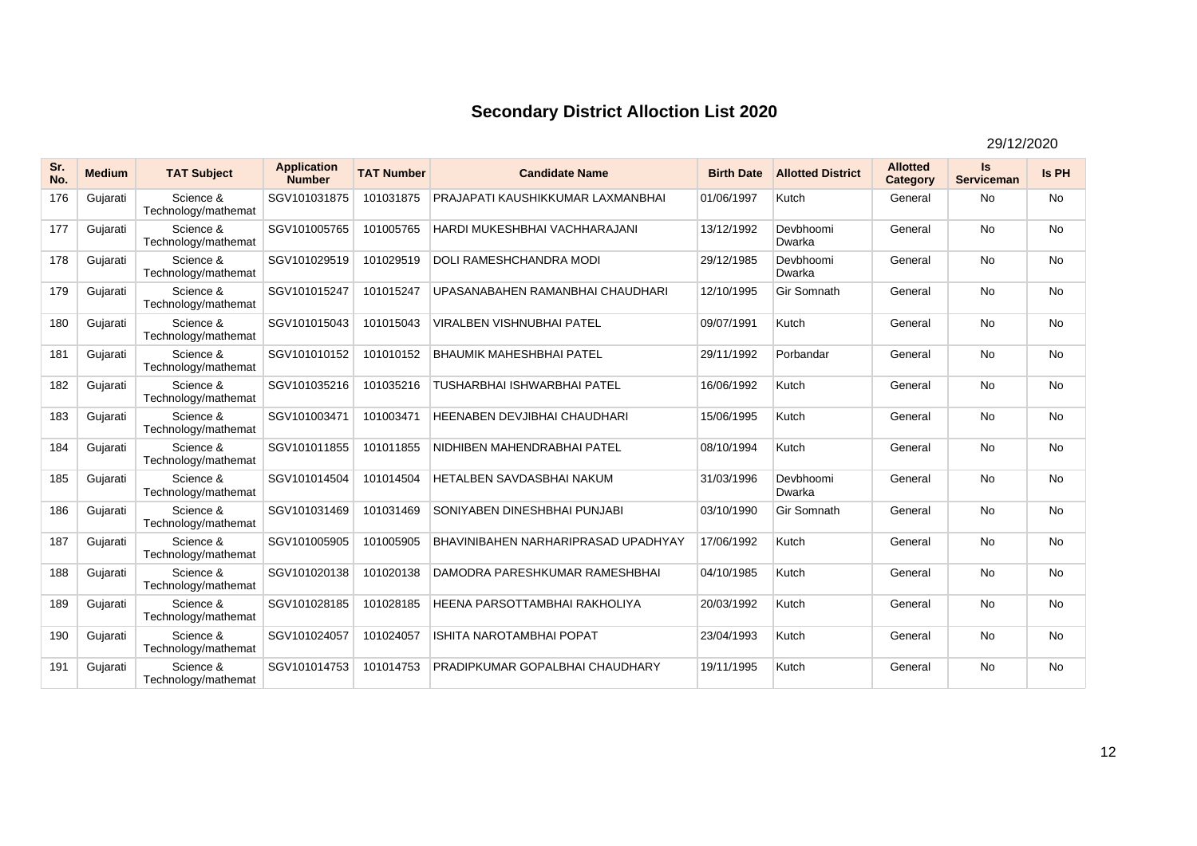# Secondary District Alloction List 2020

29/12/2020

| Sr. No. | Medium | TAT Subject | Application Number | TAT Number | Candidate Name | Birth Date | Allotted District | Allotted Category | Is Serviceman | Is PH |
|---|---|---|---|---|---|---|---|---|---|---|
| 176 | Gujarati | Science & Technology/mathemat | SGV101031875 | 101031875 | PRAJAPATI KAUSHIKKUMAR LAXMANBHAI | 01/06/1997 | Kutch | General | No | No |
| 177 | Gujarati | Science & Technology/mathemat | SGV101005765 | 101005765 | HARDI MUKESHBHAI VACHHARAJANI | 13/12/1992 | Devbhoomi Dwarka | General | No | No |
| 178 | Gujarati | Science & Technology/mathemat | SGV101029519 | 101029519 | DOLI RAMESHCHANDRA MODI | 29/12/1985 | Devbhoomi Dwarka | General | No | No |
| 179 | Gujarati | Science & Technology/mathemat | SGV101015247 | 101015247 | UPASANABAHEN RAMANBHAI CHAUDHARI | 12/10/1995 | Gir Somnath | General | No | No |
| 180 | Gujarati | Science & Technology/mathemat | SGV101015043 | 101015043 | VIRALBEN VISHNUBHAI PATEL | 09/07/1991 | Kutch | General | No | No |
| 181 | Gujarati | Science & Technology/mathemat | SGV101010152 | 101010152 | BHAUMIK MAHESHBHAI PATEL | 29/11/1992 | Porbandar | General | No | No |
| 182 | Gujarati | Science & Technology/mathemat | SGV101035216 | 101035216 | TUSHARBHAI ISHWARBHAI PATEL | 16/06/1992 | Kutch | General | No | No |
| 183 | Gujarati | Science & Technology/mathemat | SGV101003471 | 101003471 | HEENABEN DEVJIBHAI CHAUDHARI | 15/06/1995 | Kutch | General | No | No |
| 184 | Gujarati | Science & Technology/mathemat | SGV101011855 | 101011855 | NIDHIBEN MAHENDRABHAI PATEL | 08/10/1994 | Kutch | General | No | No |
| 185 | Gujarati | Science & Technology/mathemat | SGV101014504 | 101014504 | HETALBEN SAVDASBHAI NAKUM | 31/03/1996 | Devbhoomi Dwarka | General | No | No |
| 186 | Gujarati | Science & Technology/mathemat | SGV101031469 | 101031469 | SONIYABEN DINESHBHAI PUNJABI | 03/10/1990 | Gir Somnath | General | No | No |
| 187 | Gujarati | Science & Technology/mathemat | SGV101005905 | 101005905 | BHAVINIBAHEN NARHARIPRASAD UPADHYAY | 17/06/1992 | Kutch | General | No | No |
| 188 | Gujarati | Science & Technology/mathemat | SGV101020138 | 101020138 | DAMODRA PARESHKUMAR RAMESHBHAI | 04/10/1985 | Kutch | General | No | No |
| 189 | Gujarati | Science & Technology/mathemat | SGV101028185 | 101028185 | HEENA PARSOTTAMBHAI RAKHOLIYA | 20/03/1992 | Kutch | General | No | No |
| 190 | Gujarati | Science & Technology/mathemat | SGV101024057 | 101024057 | ISHITA NAROTAMBHAI POPAT | 23/04/1993 | Kutch | General | No | No |
| 191 | Gujarati | Science & Technology/mathemat | SGV101014753 | 101014753 | PRADIPKUMAR GOPALBHAI CHAUDHARY | 19/11/1995 | Kutch | General | No | No |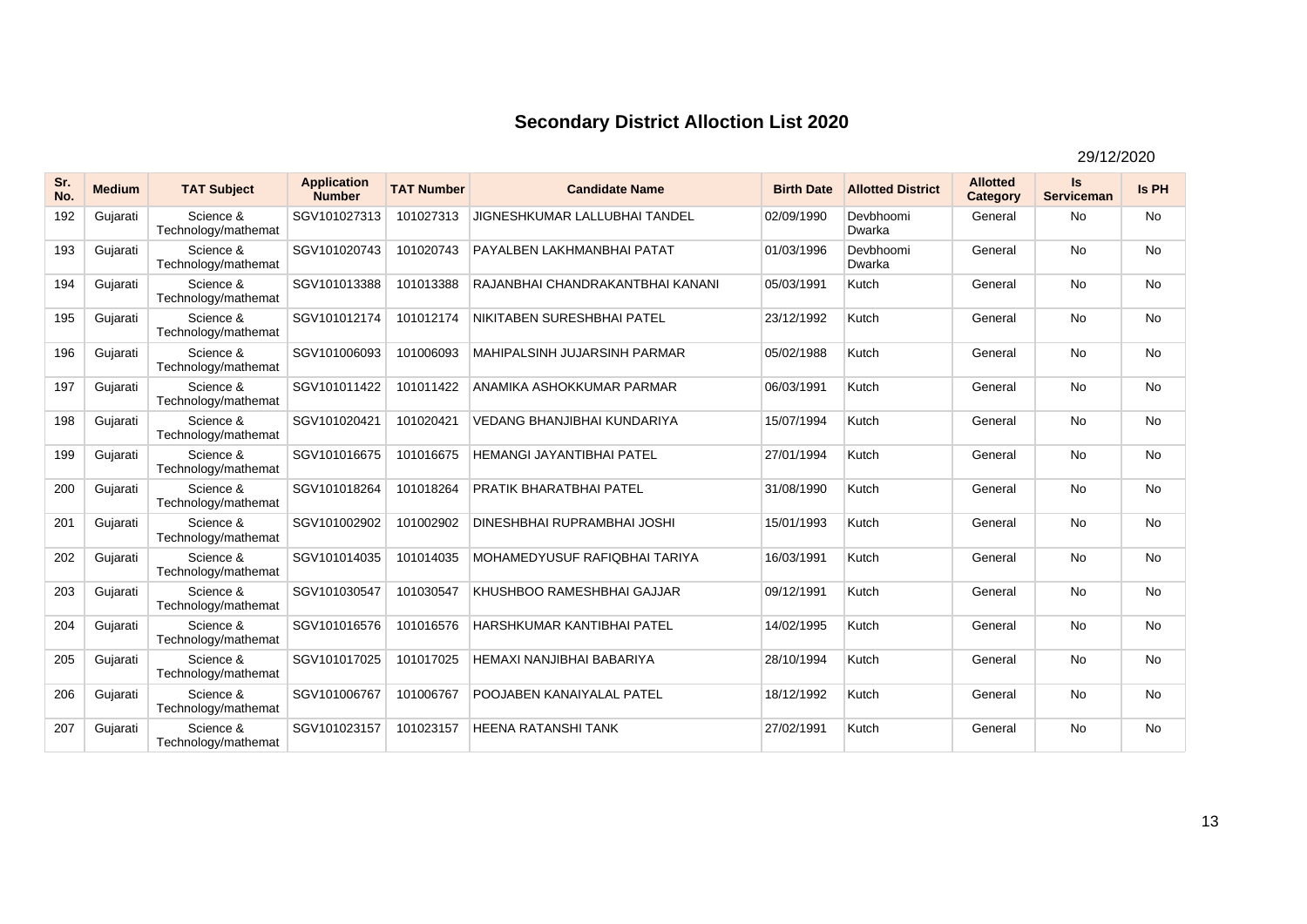# Secondary District Alloction List 2020

29/12/2020

| Sr. No. | Medium | TAT Subject | Application Number | TAT Number | Candidate Name | Birth Date | Allotted District | Allotted Category | Is Serviceman | Is PH |
|---|---|---|---|---|---|---|---|---|---|---|
| 192 | Gujarati | Science & Technology/mathemat | SGV101027313 | 101027313 | JIGNESHKUMAR LALLUBHAI TANDEL | 02/09/1990 | Devbhoomi Dwarka | General | No | No |
| 193 | Gujarati | Science & Technology/mathemat | SGV101020743 | 101020743 | PAYALBEN LAKHMANBHAI PATAT | 01/03/1996 | Devbhoomi Dwarka | General | No | No |
| 194 | Gujarati | Science & Technology/mathemat | SGV101013388 | 101013388 | RAJANBHAI CHANDRAKANTBHAI KANANI | 05/03/1991 | Kutch | General | No | No |
| 195 | Gujarati | Science & Technology/mathemat | SGV101012174 | 101012174 | NIKITABEN SURESHBHAI PATEL | 23/12/1992 | Kutch | General | No | No |
| 196 | Gujarati | Science & Technology/mathemat | SGV101006093 | 101006093 | MAHIPALSINH JUJARSINH PARMAR | 05/02/1988 | Kutch | General | No | No |
| 197 | Gujarati | Science & Technology/mathemat | SGV101011422 | 101011422 | ANAMIKA ASHOKKUMAR PARMAR | 06/03/1991 | Kutch | General | No | No |
| 198 | Gujarati | Science & Technology/mathemat | SGV101020421 | 101020421 | VEDANG BHANJIBHAI KUNDARIYA | 15/07/1994 | Kutch | General | No | No |
| 199 | Gujarati | Science & Technology/mathemat | SGV101016675 | 101016675 | HEMANGI JAYANTIBHAI PATEL | 27/01/1994 | Kutch | General | No | No |
| 200 | Gujarati | Science & Technology/mathemat | SGV101018264 | 101018264 | PRATIK BHARATBHAI PATEL | 31/08/1990 | Kutch | General | No | No |
| 201 | Gujarati | Science & Technology/mathemat | SGV101002902 | 101002902 | DINESHBHAI RUPRAMBHAI JOSHI | 15/01/1993 | Kutch | General | No | No |
| 202 | Gujarati | Science & Technology/mathemat | SGV101014035 | 101014035 | MOHAMEDYUSUF RAFIQBHAI TARIYA | 16/03/1991 | Kutch | General | No | No |
| 203 | Gujarati | Science & Technology/mathemat | SGV101030547 | 101030547 | KHUSHBOO RAMESHBHAI GAJJAR | 09/12/1991 | Kutch | General | No | No |
| 204 | Gujarati | Science & Technology/mathemat | SGV101016576 | 101016576 | HARSHKUMAR KANTIBHAI PATEL | 14/02/1995 | Kutch | General | No | No |
| 205 | Gujarati | Science & Technology/mathemat | SGV101017025 | 101017025 | HEMAXI NANJIBHAI BABARIYA | 28/10/1994 | Kutch | General | No | No |
| 206 | Gujarati | Science & Technology/mathemat | SGV101006767 | 101006767 | POOJABEN KANAIYALAL PATEL | 18/12/1992 | Kutch | General | No | No |
| 207 | Gujarati | Science & Technology/mathemat | SGV101023157 | 101023157 | HEENA RATANSHI TANK | 27/02/1991 | Kutch | General | No | No |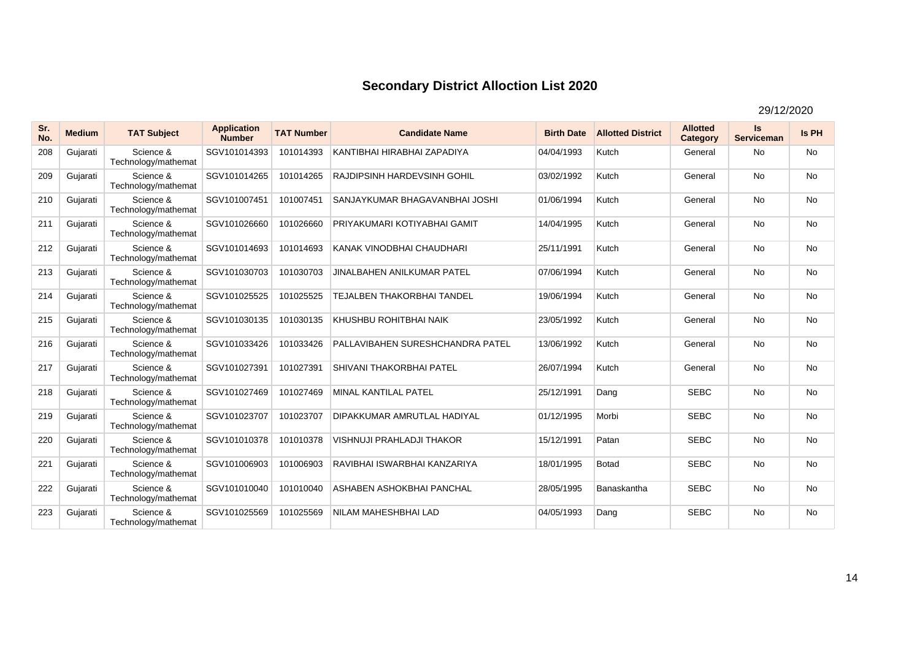# Secondary District Alloction List 2020

29/12/2020

| Sr. No. | Medium | TAT Subject | Application Number | TAT Number | Candidate Name | Birth Date | Allotted District | Allotted Category | Is Serviceman | Is PH |
|---|---|---|---|---|---|---|---|---|---|---|
| 208 | Gujarati | Science & Technology/mathemat | SGV101014393 | 101014393 | KANTIBHAI HIRABHAI ZAPADIYA | 04/04/1993 | Kutch | General | No | No |
| 209 | Gujarati | Science & Technology/mathemat | SGV101014265 | 101014265 | RAJDIPSINH HARDEVSINH GOHIL | 03/02/1992 | Kutch | General | No | No |
| 210 | Gujarati | Science & Technology/mathemat | SGV101007451 | 101007451 | SANJAYKUMAR BHAGAVANBHAI JOSHI | 01/06/1994 | Kutch | General | No | No |
| 211 | Gujarati | Science & Technology/mathemat | SGV101026660 | 101026660 | PRIYAKUMARI KOTIYABHAI GAMIT | 14/04/1995 | Kutch | General | No | No |
| 212 | Gujarati | Science & Technology/mathemat | SGV101014693 | 101014693 | KANAK VINODBHAI CHAUDHARI | 25/11/1991 | Kutch | General | No | No |
| 213 | Gujarati | Science & Technology/mathemat | SGV101030703 | 101030703 | JINALBAHEN ANILKUMAR PATEL | 07/06/1994 | Kutch | General | No | No |
| 214 | Gujarati | Science & Technology/mathemat | SGV101025525 | 101025525 | TEJALBEN THAKORBHAI TANDEL | 19/06/1994 | Kutch | General | No | No |
| 215 | Gujarati | Science & Technology/mathemat | SGV101030135 | 101030135 | KHUSHBU ROHITBHAI NAIK | 23/05/1992 | Kutch | General | No | No |
| 216 | Gujarati | Science & Technology/mathemat | SGV101033426 | 101033426 | PALLAVIBAHEN SURESHCHANDRA PATEL | 13/06/1992 | Kutch | General | No | No |
| 217 | Gujarati | Science & Technology/mathemat | SGV101027391 | 101027391 | SHIVANI THAKORBHAI PATEL | 26/07/1994 | Kutch | General | No | No |
| 218 | Gujarati | Science & Technology/mathemat | SGV101027469 | 101027469 | MINAL KANTILAL PATEL | 25/12/1991 | Dang | SEBC | No | No |
| 219 | Gujarati | Science & Technology/mathemat | SGV101023707 | 101023707 | DIPAKKUMAR AMRUTLAL HADIYAL | 01/12/1995 | Morbi | SEBC | No | No |
| 220 | Gujarati | Science & Technology/mathemat | SGV101010378 | 101010378 | VISHNUJI PRAHLADJI THAKOR | 15/12/1991 | Patan | SEBC | No | No |
| 221 | Gujarati | Science & Technology/mathemat | SGV101006903 | 101006903 | RAVIBHAI ISWARBHAI KANZARIYA | 18/01/1995 | Botad | SEBC | No | No |
| 222 | Gujarati | Science & Technology/mathemat | SGV101010040 | 101010040 | ASHABEN ASHOKBHAI PANCHAL | 28/05/1995 | Banaskantha | SEBC | No | No |
| 223 | Gujarati | Science & Technology/mathemat | SGV101025569 | 101025569 | NILAM MAHESHBHAI LAD | 04/05/1993 | Dang | SEBC | No | No |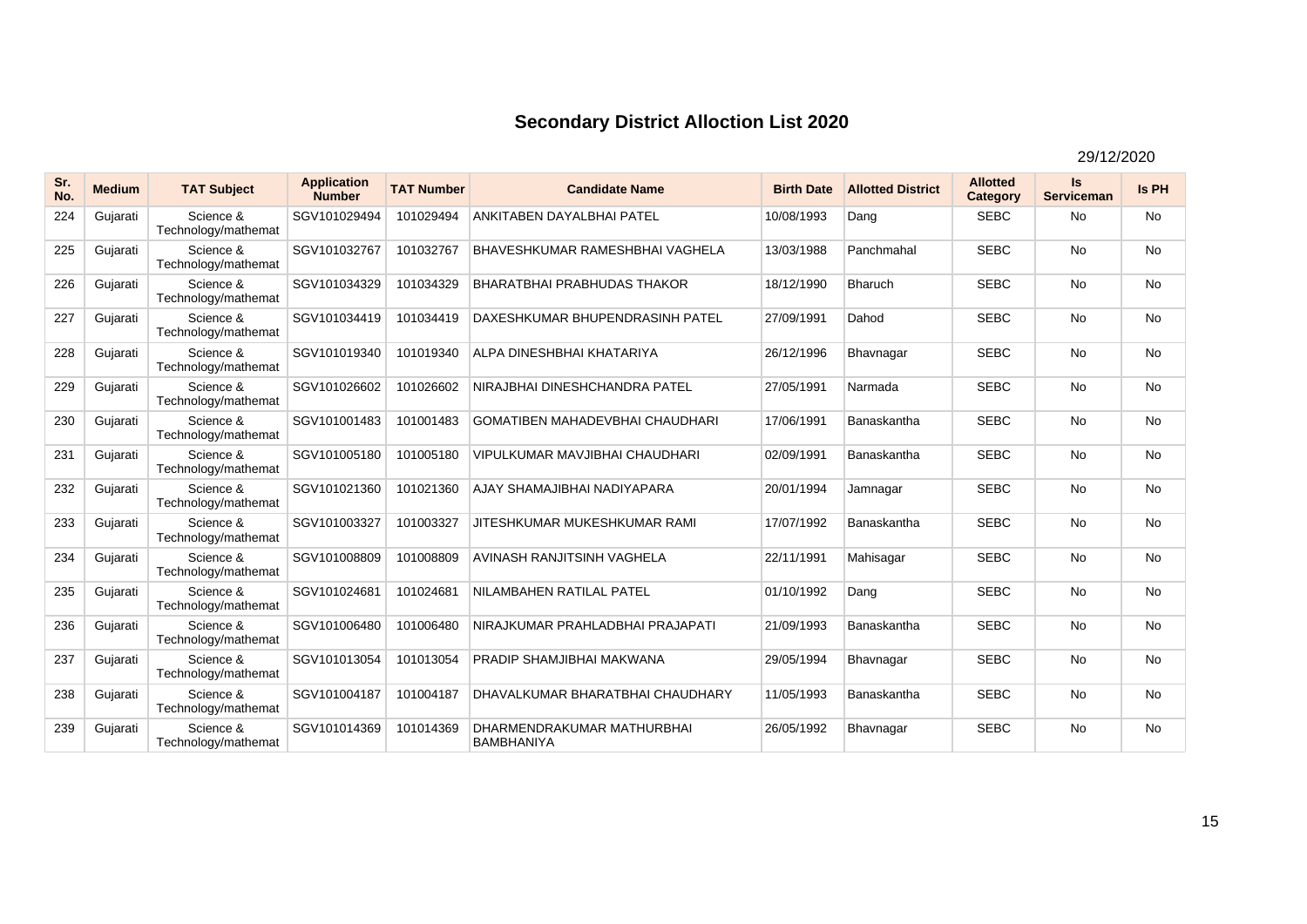# Secondary District Alloction List 2020

29/12/2020

| Sr. No. | Medium | TAT Subject | Application Number | TAT Number | Candidate Name | Birth Date | Allotted District | Allotted Category | Is Serviceman | Is PH |
|---|---|---|---|---|---|---|---|---|---|---|
| 224 | Gujarati | Science & Technology/mathemat | SGV101029494 | 101029494 | ANKITABEN DAYALBHAI PATEL | 10/08/1993 | Dang | SEBC | No | No |
| 225 | Gujarati | Science & Technology/mathemat | SGV101032767 | 101032767 | BHAVESHKUMAR RAMESHBHAI VAGHELA | 13/03/1988 | Panchmahal | SEBC | No | No |
| 226 | Gujarati | Science & Technology/mathemat | SGV101034329 | 101034329 | BHARATBHAI PRABHUDAS THAKOR | 18/12/1990 | Bharuch | SEBC | No | No |
| 227 | Gujarati | Science & Technology/mathemat | SGV101034419 | 101034419 | DAXESHKUMAR BHUPENDRASINH PATEL | 27/09/1991 | Dahod | SEBC | No | No |
| 228 | Gujarati | Science & Technology/mathemat | SGV101019340 | 101019340 | ALPA DINESHBHAI KHATARIYA | 26/12/1996 | Bhavnagar | SEBC | No | No |
| 229 | Gujarati | Science & Technology/mathemat | SGV101026602 | 101026602 | NIRAJBHAI DINESHCHANDRA PATEL | 27/05/1991 | Narmada | SEBC | No | No |
| 230 | Gujarati | Science & Technology/mathemat | SGV101001483 | 101001483 | GOMATIBEN MAHADEVBHAI CHAUDHARI | 17/06/1991 | Banaskantha | SEBC | No | No |
| 231 | Gujarati | Science & Technology/mathemat | SGV101005180 | 101005180 | VIPULKUMAR MAVJIBHAI CHAUDHARI | 02/09/1991 | Banaskantha | SEBC | No | No |
| 232 | Gujarati | Science & Technology/mathemat | SGV101021360 | 101021360 | AJAY SHAMAJIBHAI NADIYAPARA | 20/01/1994 | Jamnagar | SEBC | No | No |
| 233 | Gujarati | Science & Technology/mathemat | SGV101003327 | 101003327 | JITESHKUMAR MUKESHKUMAR RAMI | 17/07/1992 | Banaskantha | SEBC | No | No |
| 234 | Gujarati | Science & Technology/mathemat | SGV101008809 | 101008809 | AVINASH RANJITSINH VAGHELA | 22/11/1991 | Mahisagar | SEBC | No | No |
| 235 | Gujarati | Science & Technology/mathemat | SGV101024681 | 101024681 | NILAMBAHEN RATILAL PATEL | 01/10/1992 | Dang | SEBC | No | No |
| 236 | Gujarati | Science & Technology/mathemat | SGV101006480 | 101006480 | NIRAJKUMAR PRAHLADBHAI PRAJAPATI | 21/09/1993 | Banaskantha | SEBC | No | No |
| 237 | Gujarati | Science & Technology/mathemat | SGV101013054 | 101013054 | PRADIP SHAMJIBHAI MAKWANA | 29/05/1994 | Bhavnagar | SEBC | No | No |
| 238 | Gujarati | Science & Technology/mathemat | SGV101004187 | 101004187 | DHAVALKUMAR BHARATBHAI CHAUDHARY | 11/05/1993 | Banaskantha | SEBC | No | No |
| 239 | Gujarati | Science & Technology/mathemat | SGV101014369 | 101014369 | DHARMENDRAKUMAR MATHURBHAI BAMBHANIYA | 26/05/1992 | Bhavnagar | SEBC | No | No |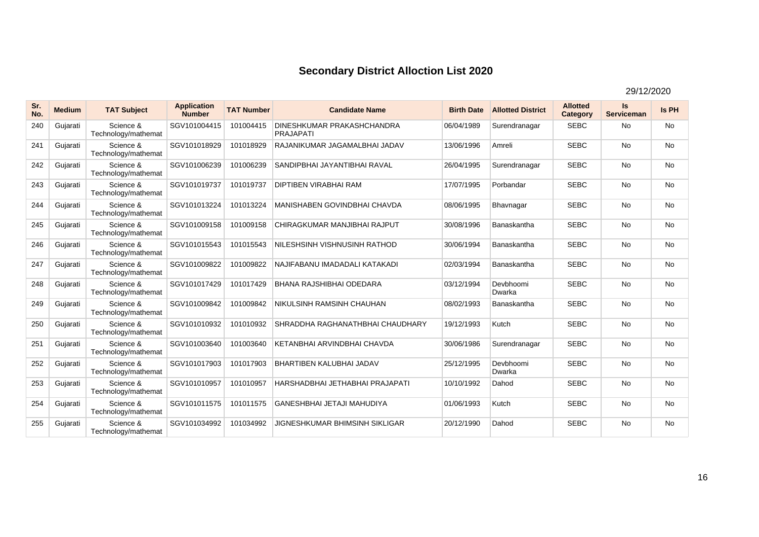# Secondary District Alloction List 2020

29/12/2020

| Sr. No. | Medium | TAT Subject | Application Number | TAT Number | Candidate Name | Birth Date | Allotted District | Allotted Category | Is Serviceman | Is PH |
|---|---|---|---|---|---|---|---|---|---|---|
| 240 | Gujarati | Science & Technology/mathemat | SGV101004415 | 101004415 | DINESHKUMAR PRAKASHCHANDRA PRAJAPATI | 06/04/1989 | Surendranagar | SEBC | No | No |
| 241 | Gujarati | Science & Technology/mathemat | SGV101018929 | 101018929 | RAJANIKUMAR JAGAMALBHAI JADAV | 13/06/1996 | Amreli | SEBC | No | No |
| 242 | Gujarati | Science & Technology/mathemat | SGV101006239 | 101006239 | SANDIPBHAI JAYANTIBHAI RAVAL | 26/04/1995 | Surendranagar | SEBC | No | No |
| 243 | Gujarati | Science & Technology/mathemat | SGV101019737 | 101019737 | DIPTIBEN VIRABHAI RAM | 17/07/1995 | Porbandar | SEBC | No | No |
| 244 | Gujarati | Science & Technology/mathemat | SGV101013224 | 101013224 | MANISHABEN GOVINDBHAI CHAVDA | 08/06/1995 | Bhavnagar | SEBC | No | No |
| 245 | Gujarati | Science & Technology/mathemat | SGV101009158 | 101009158 | CHIRAGKUMAR MANJIBHAI RAJPUT | 30/08/1996 | Banaskantha | SEBC | No | No |
| 246 | Gujarati | Science & Technology/mathemat | SGV101015543 | 101015543 | NILESHSINH VISHNUSINH RATHOD | 30/06/1994 | Banaskantha | SEBC | No | No |
| 247 | Gujarati | Science & Technology/mathemat | SGV101009822 | 101009822 | NAJIFABANU IMADADALI KATAKADI | 02/03/1994 | Banaskantha | SEBC | No | No |
| 248 | Gujarati | Science & Technology/mathemat | SGV101017429 | 101017429 | BHANA RAJSHIBHAI ODEDARA | 03/12/1994 | Devbhoomi Dwarka | SEBC | No | No |
| 249 | Gujarati | Science & Technology/mathemat | SGV101009842 | 101009842 | NIKULSINH RAMSINH CHAUHAN | 08/02/1993 | Banaskantha | SEBC | No | No |
| 250 | Gujarati | Science & Technology/mathemat | SGV101010932 | 101010932 | SHRADDHA RAGHANATHBHAI CHAUDHARY | 19/12/1993 | Kutch | SEBC | No | No |
| 251 | Gujarati | Science & Technology/mathemat | SGV101003640 | 101003640 | KETANBHAI ARVINDBHAI CHAVDA | 30/06/1986 | Surendranagar | SEBC | No | No |
| 252 | Gujarati | Science & Technology/mathemat | SGV101017903 | 101017903 | BHARTIBEN KALUBHAI JADAV | 25/12/1995 | Devbhoomi Dwarka | SEBC | No | No |
| 253 | Gujarati | Science & Technology/mathemat | SGV101010957 | 101010957 | HARSHADBHAI JETHABHAI PRAJAPATI | 10/10/1992 | Dahod | SEBC | No | No |
| 254 | Gujarati | Science & Technology/mathemat | SGV101011575 | 101011575 | GANESHBHAI JETAJI MAHUDIYA | 01/06/1993 | Kutch | SEBC | No | No |
| 255 | Gujarati | Science & Technology/mathemat | SGV101034992 | 101034992 | JIGNESHKUMAR BHIMSINH SIKLIGAR | 20/12/1990 | Dahod | SEBC | No | No |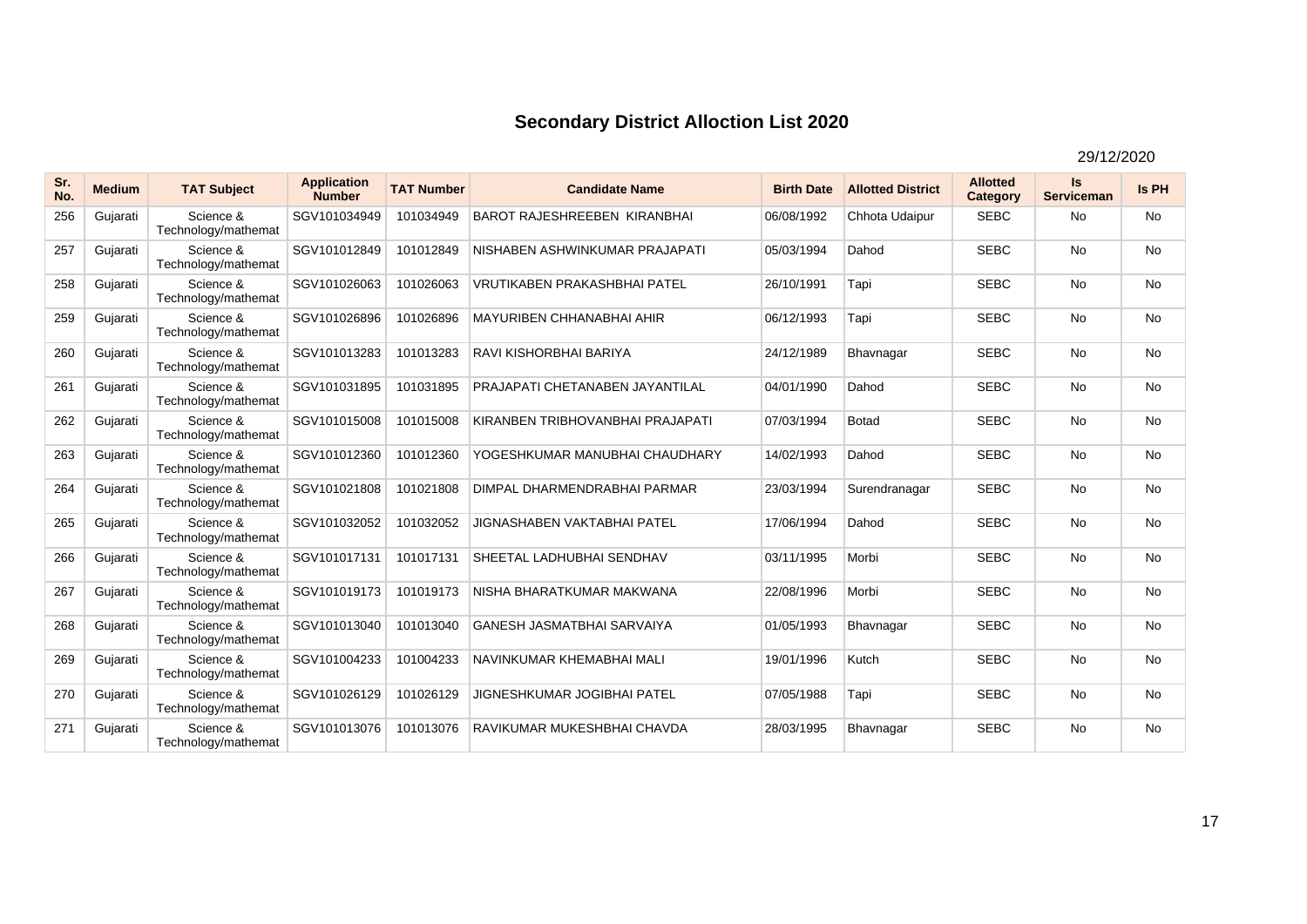# Secondary District Alloction List 2020

29/12/2020

| Sr. No. | Medium | TAT Subject | Application Number | TAT Number | Candidate Name | Birth Date | Allotted District | Allotted Category | Is Serviceman | Is PH |
|---|---|---|---|---|---|---|---|---|---|---|
| 256 | Gujarati | Science & Technology/mathemat | SGV101034949 | 101034949 | BAROT RAJESHREEBEN KIRANBHAI | 06/08/1992 | Chhota Udaipur | SEBC | No | No |
| 257 | Gujarati | Science & Technology/mathemat | SGV101012849 | 101012849 | NISHABEN ASHWINKUMAR PRAJAPATI | 05/03/1994 | Dahod | SEBC | No | No |
| 258 | Gujarati | Science & Technology/mathemat | SGV101026063 | 101026063 | VRUTIKABEN PRAKASHBHAI PATEL | 26/10/1991 | Tapi | SEBC | No | No |
| 259 | Gujarati | Science & Technology/mathemat | SGV101026896 | 101026896 | MAYURIBEN CHHANABHAI AHIR | 06/12/1993 | Tapi | SEBC | No | No |
| 260 | Gujarati | Science & Technology/mathemat | SGV101013283 | 101013283 | RAVI KISHORBHAI BARIYA | 24/12/1989 | Bhavnagar | SEBC | No | No |
| 261 | Gujarati | Science & Technology/mathemat | SGV101031895 | 101031895 | PRAJAPATI CHETANABEN JAYANTILAL | 04/01/1990 | Dahod | SEBC | No | No |
| 262 | Gujarati | Science & Technology/mathemat | SGV101015008 | 101015008 | KIRANBEN TRIBHOVANBHAI PRAJAPATI | 07/03/1994 | Botad | SEBC | No | No |
| 263 | Gujarati | Science & Technology/mathemat | SGV101012360 | 101012360 | YOGESHKUMAR MANUBHAI CHAUDHARY | 14/02/1993 | Dahod | SEBC | No | No |
| 264 | Gujarati | Science & Technology/mathemat | SGV101021808 | 101021808 | DIMPAL DHARMENDRABHAI PARMAR | 23/03/1994 | Surendranagar | SEBC | No | No |
| 265 | Gujarati | Science & Technology/mathemat | SGV101032052 | 101032052 | JIGNASHABEN VAKTABHAI PATEL | 17/06/1994 | Dahod | SEBC | No | No |
| 266 | Gujarati | Science & Technology/mathemat | SGV101017131 | 101017131 | SHEETAL LADHUBHAI SENDHAV | 03/11/1995 | Morbi | SEBC | No | No |
| 267 | Gujarati | Science & Technology/mathemat | SGV101019173 | 101019173 | NISHA BHARATKUMAR MAKWANA | 22/08/1996 | Morbi | SEBC | No | No |
| 268 | Gujarati | Science & Technology/mathemat | SGV101013040 | 101013040 | GANESH JASMATBHAI SARVAIYA | 01/05/1993 | Bhavnagar | SEBC | No | No |
| 269 | Gujarati | Science & Technology/mathemat | SGV101004233 | 101004233 | NAVINKUMAR KHEMABHAI MALI | 19/01/1996 | Kutch | SEBC | No | No |
| 270 | Gujarati | Science & Technology/mathemat | SGV101026129 | 101026129 | JIGNESHKUMAR JOGIBHAI PATEL | 07/05/1988 | Tapi | SEBC | No | No |
| 271 | Gujarati | Science & Technology/mathemat | SGV101013076 | 101013076 | RAVIKUMAR MUKESHBHAI CHAVDA | 28/03/1995 | Bhavnagar | SEBC | No | No |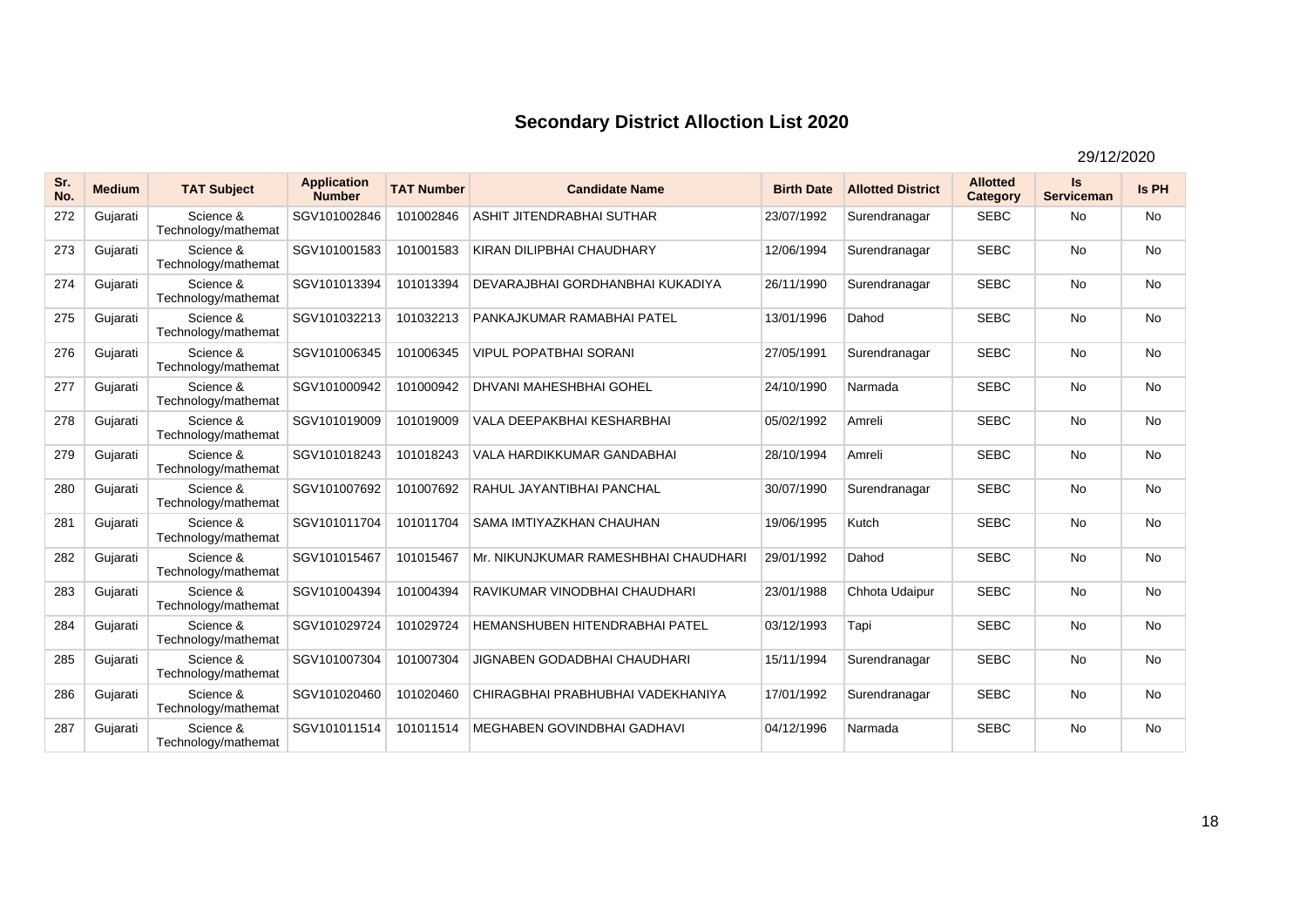# Secondary District Alloction List 2020

29/12/2020

| Sr. No. | Medium | TAT Subject | Application Number | TAT Number | Candidate Name | Birth Date | Allotted District | Allotted Category | Is Serviceman | Is PH |
|---|---|---|---|---|---|---|---|---|---|---|
| 272 | Gujarati | Science & Technology/mathemat | SGV101002846 | 101002846 | ASHIT JITENDRABHAI SUTHAR | 23/07/1992 | Surendranagar | SEBC | No | No |
| 273 | Gujarati | Science & Technology/mathemat | SGV101001583 | 101001583 | KIRAN DILIPBHAI CHAUDHARY | 12/06/1994 | Surendranagar | SEBC | No | No |
| 274 | Gujarati | Science & Technology/mathemat | SGV101013394 | 101013394 | DEVARAJBHAI GORDHANBHAI KUKADIYA | 26/11/1990 | Surendranagar | SEBC | No | No |
| 275 | Gujarati | Science & Technology/mathemat | SGV101032213 | 101032213 | PANKAJKUMAR RAMABHAI PATEL | 13/01/1996 | Dahod | SEBC | No | No |
| 276 | Gujarati | Science & Technology/mathemat | SGV101006345 | 101006345 | VIPUL POPATBHAI SORANI | 27/05/1991 | Surendranagar | SEBC | No | No |
| 277 | Gujarati | Science & Technology/mathemat | SGV101000942 | 101000942 | DHVANI MAHESHBHAI GOHEL | 24/10/1990 | Narmada | SEBC | No | No |
| 278 | Gujarati | Science & Technology/mathemat | SGV101019009 | 101019009 | VALA DEEPAKBHAI KESHARBHAI | 05/02/1992 | Amreli | SEBC | No | No |
| 279 | Gujarati | Science & Technology/mathemat | SGV101018243 | 101018243 | VALA HARDIKKUMAR GANDABHAI | 28/10/1994 | Amreli | SEBC | No | No |
| 280 | Gujarati | Science & Technology/mathemat | SGV101007692 | 101007692 | RAHUL JAYANTIBHAI PANCHAL | 30/07/1990 | Surendranagar | SEBC | No | No |
| 281 | Gujarati | Science & Technology/mathemat | SGV101011704 | 101011704 | SAMA IMTIYAZKHAN CHAUHAN | 19/06/1995 | Kutch | SEBC | No | No |
| 282 | Gujarati | Science & Technology/mathemat | SGV101015467 | 101015467 | Mr. NIKUNJKUMAR RAMESHBHAI CHAUDHARI | 29/01/1992 | Dahod | SEBC | No | No |
| 283 | Gujarati | Science & Technology/mathemat | SGV101004394 | 101004394 | RAVIKUMAR VINODBHAI CHAUDHARI | 23/01/1988 | Chhota Udaipur | SEBC | No | No |
| 284 | Gujarati | Science & Technology/mathemat | SGV101029724 | 101029724 | HEMANSHUBEN HITENDRABHAI PATEL | 03/12/1993 | Tapi | SEBC | No | No |
| 285 | Gujarati | Science & Technology/mathemat | SGV101007304 | 101007304 | JIGNABEN GODADBHAI CHAUDHARI | 15/11/1994 | Surendranagar | SEBC | No | No |
| 286 | Gujarati | Science & Technology/mathemat | SGV101020460 | 101020460 | CHIRAGBHAI PRABHUBHAI VADEKHANIYA | 17/01/1992 | Surendranagar | SEBC | No | No |
| 287 | Gujarati | Science & Technology/mathemat | SGV101011514 | 101011514 | MEGHABEN GOVINDBHAI GADHAVI | 04/12/1996 | Narmada | SEBC | No | No |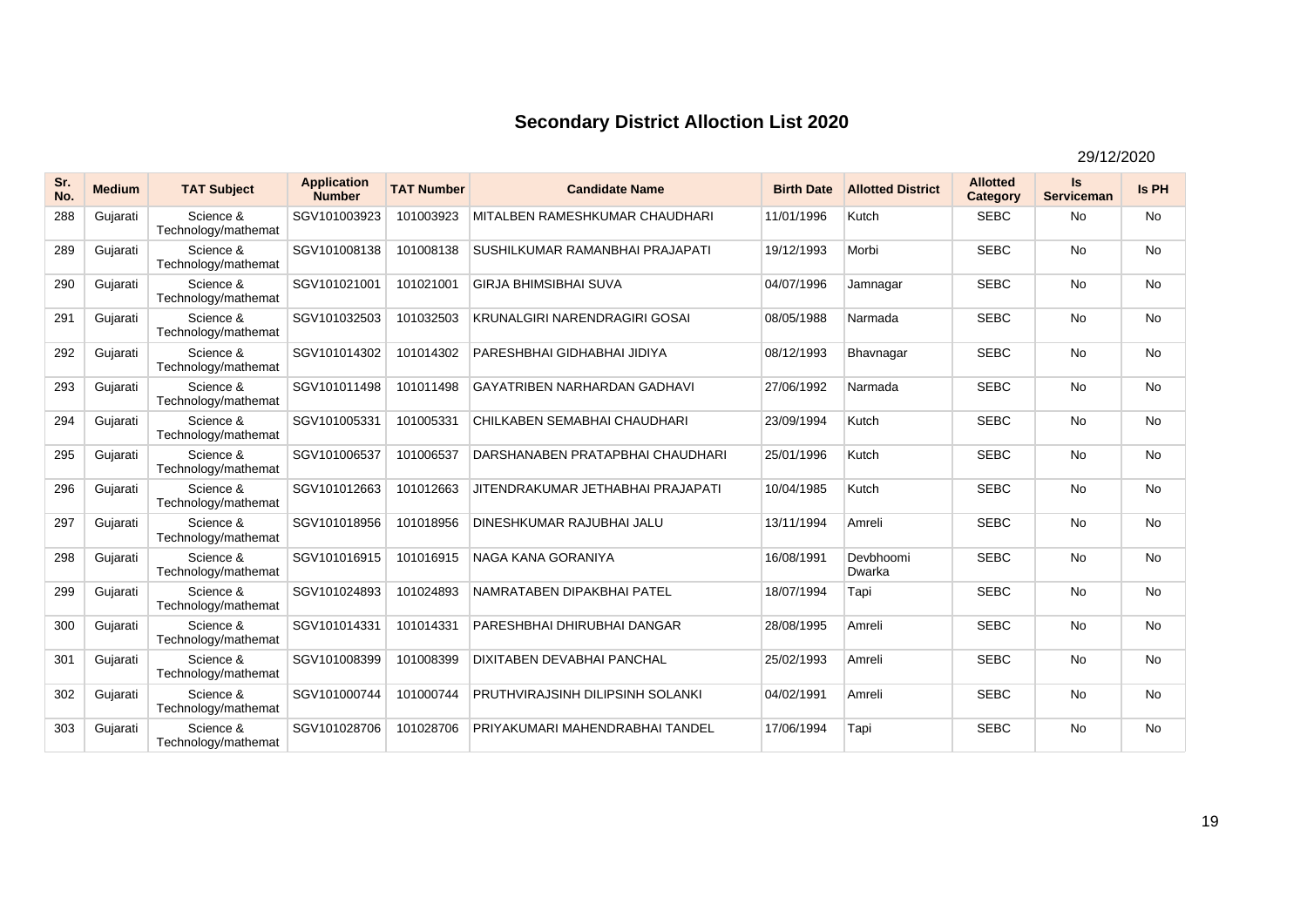# Secondary District Alloction List 2020

29/12/2020

| Sr. No. | Medium | TAT Subject | Application Number | TAT Number | Candidate Name | Birth Date | Allotted District | Allotted Category | Is Serviceman | Is PH |
|---|---|---|---|---|---|---|---|---|---|---|
| 288 | Gujarati | Science & Technology/mathemat | SGV101003923 | 101003923 | MITALBEN RAMESHKUMAR CHAUDHARI | 11/01/1996 | Kutch | SEBC | No | No |
| 289 | Gujarati | Science & Technology/mathemat | SGV101008138 | 101008138 | SUSHILKUMAR RAMANBHAI PRAJAPATI | 19/12/1993 | Morbi | SEBC | No | No |
| 290 | Gujarati | Science & Technology/mathemat | SGV101021001 | 101021001 | GIRJA BHIMSIBHAI SUVA | 04/07/1996 | Jamnagar | SEBC | No | No |
| 291 | Gujarati | Science & Technology/mathemat | SGV101032503 | 101032503 | KRUNALGIRI NARENDRAGIRI GOSAI | 08/05/1988 | Narmada | SEBC | No | No |
| 292 | Gujarati | Science & Technology/mathemat | SGV101014302 | 101014302 | PARESHBHAI GIDHABHAI JIDIYA | 08/12/1993 | Bhavnagar | SEBC | No | No |
| 293 | Gujarati | Science & Technology/mathemat | SGV101011498 | 101011498 | GAYATRIBEN NARHARDAN GADHAVI | 27/06/1992 | Narmada | SEBC | No | No |
| 294 | Gujarati | Science & Technology/mathemat | SGV101005331 | 101005331 | CHILKABEN SEMABHAI CHAUDHARI | 23/09/1994 | Kutch | SEBC | No | No |
| 295 | Gujarati | Science & Technology/mathemat | SGV101006537 | 101006537 | DARSHANABEN PRATAPBHAI CHAUDHARI | 25/01/1996 | Kutch | SEBC | No | No |
| 296 | Gujarati | Science & Technology/mathemat | SGV101012663 | 101012663 | JITENDRAKUMAR JETHABHAI PRAJAPATI | 10/04/1985 | Kutch | SEBC | No | No |
| 297 | Gujarati | Science & Technology/mathemat | SGV101018956 | 101018956 | DINESHKUMAR RAJUBHAI JALU | 13/11/1994 | Amreli | SEBC | No | No |
| 298 | Gujarati | Science & Technology/mathemat | SGV101016915 | 101016915 | NAGA KANA GORANIYA | 16/08/1991 | Devbhoomi Dwarka | SEBC | No | No |
| 299 | Gujarati | Science & Technology/mathemat | SGV101024893 | 101024893 | NAMRATABEN DIPAKBHAI PATEL | 18/07/1994 | Tapi | SEBC | No | No |
| 300 | Gujarati | Science & Technology/mathemat | SGV101014331 | 101014331 | PARESHBHAI DHIRUBHAI DANGAR | 28/08/1995 | Amreli | SEBC | No | No |
| 301 | Gujarati | Science & Technology/mathemat | SGV101008399 | 101008399 | DIXITABEN DEVABHAI PANCHAL | 25/02/1993 | Amreli | SEBC | No | No |
| 302 | Gujarati | Science & Technology/mathemat | SGV101000744 | 101000744 | PRUTHVIRAJSINH DILIPSINH SOLANKI | 04/02/1991 | Amreli | SEBC | No | No |
| 303 | Gujarati | Science & Technology/mathemat | SGV101028706 | 101028706 | PRIYAKUMARI MAHENDRABHAI TANDEL | 17/06/1994 | Tapi | SEBC | No | No |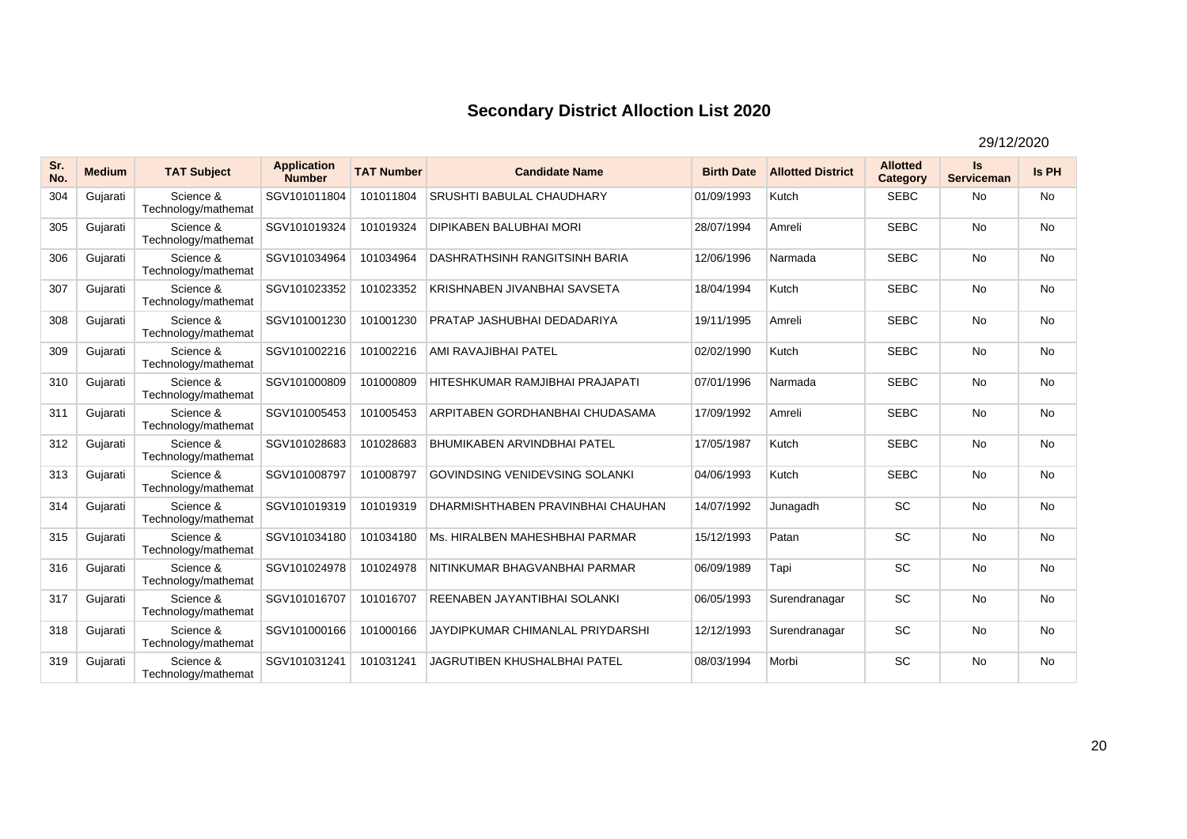# Secondary District Alloction List 2020

29/12/2020

| Sr. No. | Medium | TAT Subject | Application Number | TAT Number | Candidate Name | Birth Date | Allotted District | Allotted Category | Is Serviceman | Is PH |
|---|---|---|---|---|---|---|---|---|---|---|
| 304 | Gujarati | Science & Technology/mathemat | SGV101011804 | 101011804 | SRUSHTI BABULAL CHAUDHARY | 01/09/1993 | Kutch | SEBC | No | No |
| 305 | Gujarati | Science & Technology/mathemat | SGV101019324 | 101019324 | DIPIKABEN BALUBHAI MORI | 28/07/1994 | Amreli | SEBC | No | No |
| 306 | Gujarati | Science & Technology/mathemat | SGV101034964 | 101034964 | DASHRATHSINH RANGITSINH BARIA | 12/06/1996 | Narmada | SEBC | No | No |
| 307 | Gujarati | Science & Technology/mathemat | SGV101023352 | 101023352 | KRISHNABEN JIVANBHAI SAVSETA | 18/04/1994 | Kutch | SEBC | No | No |
| 308 | Gujarati | Science & Technology/mathemat | SGV101001230 | 101001230 | PRATAP JASHUBHAI DEDADARIYA | 19/11/1995 | Amreli | SEBC | No | No |
| 309 | Gujarati | Science & Technology/mathemat | SGV101002216 | 101002216 | AMI RAVAJIBHAI PATEL | 02/02/1990 | Kutch | SEBC | No | No |
| 310 | Gujarati | Science & Technology/mathemat | SGV101000809 | 101000809 | HITESHKUMAR RAMJIBHAI PRAJAPATI | 07/01/1996 | Narmada | SEBC | No | No |
| 311 | Gujarati | Science & Technology/mathemat | SGV101005453 | 101005453 | ARPITABEN GORDHANBHAI CHUDASAMA | 17/09/1992 | Amreli | SEBC | No | No |
| 312 | Gujarati | Science & Technology/mathemat | SGV101028683 | 101028683 | BHUMIKABEN ARVINDBHAI PATEL | 17/05/1987 | Kutch | SEBC | No | No |
| 313 | Gujarati | Science & Technology/mathemat | SGV101008797 | 101008797 | GOVINDSING VENIDEVSING SOLANKI | 04/06/1993 | Kutch | SEBC | No | No |
| 314 | Gujarati | Science & Technology/mathemat | SGV101019319 | 101019319 | DHARMISHTHABEN PRAVINBHAI CHAUHAN | 14/07/1992 | Junagadh | SC | No | No |
| 315 | Gujarati | Science & Technology/mathemat | SGV101034180 | 101034180 | Ms. HIRALBEN MAHESHBHAI PARMAR | 15/12/1993 | Patan | SC | No | No |
| 316 | Gujarati | Science & Technology/mathemat | SGV101024978 | 101024978 | NITINKUMAR BHAGVANBHAI PARMAR | 06/09/1989 | Tapi | SC | No | No |
| 317 | Gujarati | Science & Technology/mathemat | SGV101016707 | 101016707 | REENABEN JAYANTIBHAI SOLANKI | 06/05/1993 | Surendranagar | SC | No | No |
| 318 | Gujarati | Science & Technology/mathemat | SGV101000166 | 101000166 | JAYDIPKUMAR CHIMANLAL PRIYDARSHI | 12/12/1993 | Surendranagar | SC | No | No |
| 319 | Gujarati | Science & Technology/mathemat | SGV101031241 | 101031241 | JAGRUTIBEN KHUSHALBHAI PATEL | 08/03/1994 | Morbi | SC | No | No |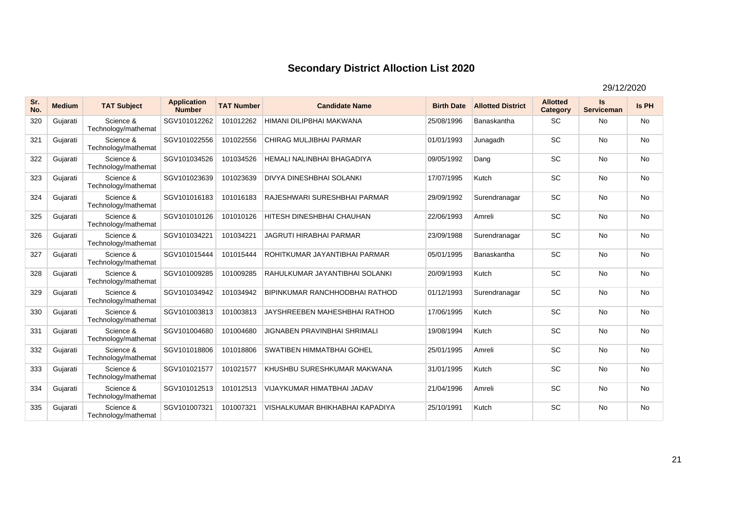# Secondary District Alloction List 2020

29/12/2020

| Sr. No. | Medium | TAT Subject | Application Number | TAT Number | Candidate Name | Birth Date | Allotted District | Allotted Category | Is Serviceman | Is PH |
|---|---|---|---|---|---|---|---|---|---|---|
| 320 | Gujarati | Science & Technology/mathemat | SGV101012262 | 101012262 | HIMANI DILIPBHAI MAKWANA | 25/08/1996 | Banaskantha | SC | No | No |
| 321 | Gujarati | Science & Technology/mathemat | SGV101022556 | 101022556 | CHIRAG MULJIBHAI PARMAR | 01/01/1993 | Junagadh | SC | No | No |
| 322 | Gujarati | Science & Technology/mathemat | SGV101034526 | 101034526 | HEMALI NALINBHAI BHAGADIYA | 09/05/1992 | Dang | SC | No | No |
| 323 | Gujarati | Science & Technology/mathemat | SGV101023639 | 101023639 | DIVYA DINESHBHAI SOLANKI | 17/07/1995 | Kutch | SC | No | No |
| 324 | Gujarati | Science & Technology/mathemat | SGV101016183 | 101016183 | RAJESHWARI SURESHBHAI PARMAR | 29/09/1992 | Surendranagar | SC | No | No |
| 325 | Gujarati | Science & Technology/mathemat | SGV101010126 | 101010126 | HITESH DINESHBHAI CHAUHAN | 22/06/1993 | Amreli | SC | No | No |
| 326 | Gujarati | Science & Technology/mathemat | SGV101034221 | 101034221 | JAGRUTI HIRABHAI PARMAR | 23/09/1988 | Surendranagar | SC | No | No |
| 327 | Gujarati | Science & Technology/mathemat | SGV101015444 | 101015444 | ROHITKUMAR JAYANTIBHAI PARMAR | 05/01/1995 | Banaskantha | SC | No | No |
| 328 | Gujarati | Science & Technology/mathemat | SGV101009285 | 101009285 | RAHULKUMAR JAYANTIBHAI SOLANKI | 20/09/1993 | Kutch | SC | No | No |
| 329 | Gujarati | Science & Technology/mathemat | SGV101034942 | 101034942 | BIPINKUMAR RANCHHODBHAI RATHOD | 01/12/1993 | Surendranagar | SC | No | No |
| 330 | Gujarati | Science & Technology/mathemat | SGV101003813 | 101003813 | JAYSHREEBEN MAHESHBHAI RATHOD | 17/06/1995 | Kutch | SC | No | No |
| 331 | Gujarati | Science & Technology/mathemat | SGV101004680 | 101004680 | JIGNABEN PRAVINBHAI SHRIMALI | 19/08/1994 | Kutch | SC | No | No |
| 332 | Gujarati | Science & Technology/mathemat | SGV101018806 | 101018806 | SWATIBEN HIMMATBHAI GOHEL | 25/01/1995 | Amreli | SC | No | No |
| 333 | Gujarati | Science & Technology/mathemat | SGV101021577 | 101021577 | KHUSHBU SURESHKUMAR MAKWANA | 31/01/1995 | Kutch | SC | No | No |
| 334 | Gujarati | Science & Technology/mathemat | SGV101012513 | 101012513 | VIJAYKUMAR HIMATBHAI JADAV | 21/04/1996 | Amreli | SC | No | No |
| 335 | Gujarati | Science & Technology/mathemat | SGV101007321 | 101007321 | VISHALKUMAR BHIKHABHAI KAPADIYA | 25/10/1991 | Kutch | SC | No | No |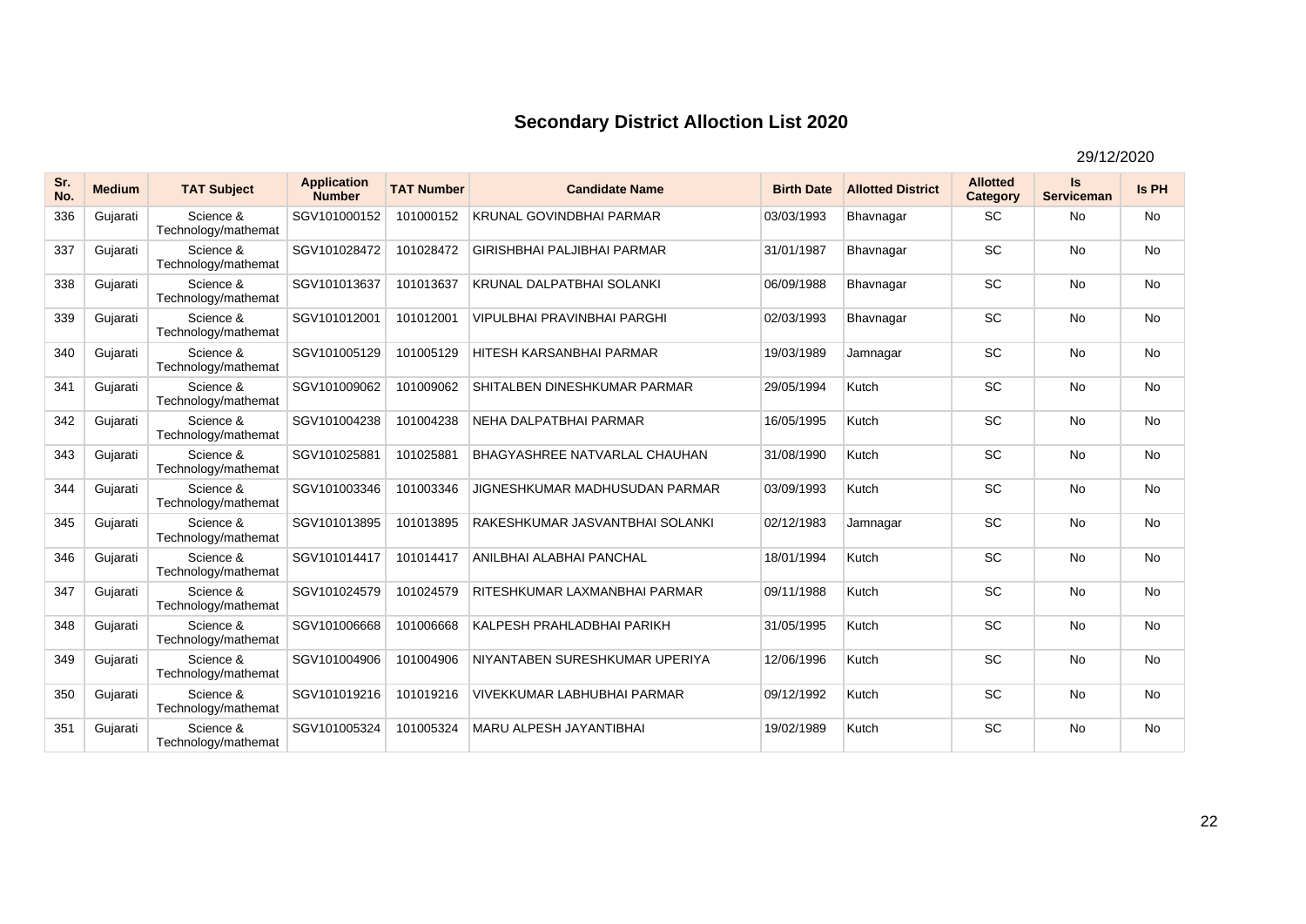# Secondary District Alloction List 2020

29/12/2020

| Sr. No. | Medium | TAT Subject | Application Number | TAT Number | Candidate Name | Birth Date | Allotted District | Allotted Category | Is Serviceman | Is PH |
|---|---|---|---|---|---|---|---|---|---|---|
| 336 | Gujarati | Science & Technology/mathemat | SGV101000152 | 101000152 | KRUNAL GOVINDBHAI PARMAR | 03/03/1993 | Bhavnagar | SC | No | No |
| 337 | Gujarati | Science & Technology/mathemat | SGV101028472 | 101028472 | GIRISHBHAI PALJIBHAI PARMAR | 31/01/1987 | Bhavnagar | SC | No | No |
| 338 | Gujarati | Science & Technology/mathemat | SGV101013637 | 101013637 | KRUNAL DALPATBHAI SOLANKI | 06/09/1988 | Bhavnagar | SC | No | No |
| 339 | Gujarati | Science & Technology/mathemat | SGV101012001 | 101012001 | VIPULBHAI PRAVINBHAI PARGHI | 02/03/1993 | Bhavnagar | SC | No | No |
| 340 | Gujarati | Science & Technology/mathemat | SGV101005129 | 101005129 | HITESH KARSANBHAI PARMAR | 19/03/1989 | Jamnagar | SC | No | No |
| 341 | Gujarati | Science & Technology/mathemat | SGV101009062 | 101009062 | SHITALBEN DINESHKUMAR PARMAR | 29/05/1994 | Kutch | SC | No | No |
| 342 | Gujarati | Science & Technology/mathemat | SGV101004238 | 101004238 | NEHA DALPATBHAI PARMAR | 16/05/1995 | Kutch | SC | No | No |
| 343 | Gujarati | Science & Technology/mathemat | SGV101025881 | 101025881 | BHAGYASHREE NATVARLAL CHAUHAN | 31/08/1990 | Kutch | SC | No | No |
| 344 | Gujarati | Science & Technology/mathemat | SGV101003346 | 101003346 | JIGNESHKUMAR MADHUSUDAN PARMAR | 03/09/1993 | Kutch | SC | No | No |
| 345 | Gujarati | Science & Technology/mathemat | SGV101013895 | 101013895 | RAKESHKUMAR JASVANTBHAI SOLANKI | 02/12/1983 | Jamnagar | SC | No | No |
| 346 | Gujarati | Science & Technology/mathemat | SGV101014417 | 101014417 | ANILBHAI ALABHAI PANCHAL | 18/01/1994 | Kutch | SC | No | No |
| 347 | Gujarati | Science & Technology/mathemat | SGV101024579 | 101024579 | RITESHKUMAR LAXMANBHAI PARMAR | 09/11/1988 | Kutch | SC | No | No |
| 348 | Gujarati | Science & Technology/mathemat | SGV101006668 | 101006668 | KALPESH PRAHLADBHAI PARIKH | 31/05/1995 | Kutch | SC | No | No |
| 349 | Gujarati | Science & Technology/mathemat | SGV101004906 | 101004906 | NIYANTABEN SURESHKUMAR UPERIYA | 12/06/1996 | Kutch | SC | No | No |
| 350 | Gujarati | Science & Technology/mathemat | SGV101019216 | 101019216 | VIVEKKUMAR LABHUBHAI PARMAR | 09/12/1992 | Kutch | SC | No | No |
| 351 | Gujarati | Science & Technology/mathemat | SGV101005324 | 101005324 | MARU ALPESH JAYANTIBHAI | 19/02/1989 | Kutch | SC | No | No |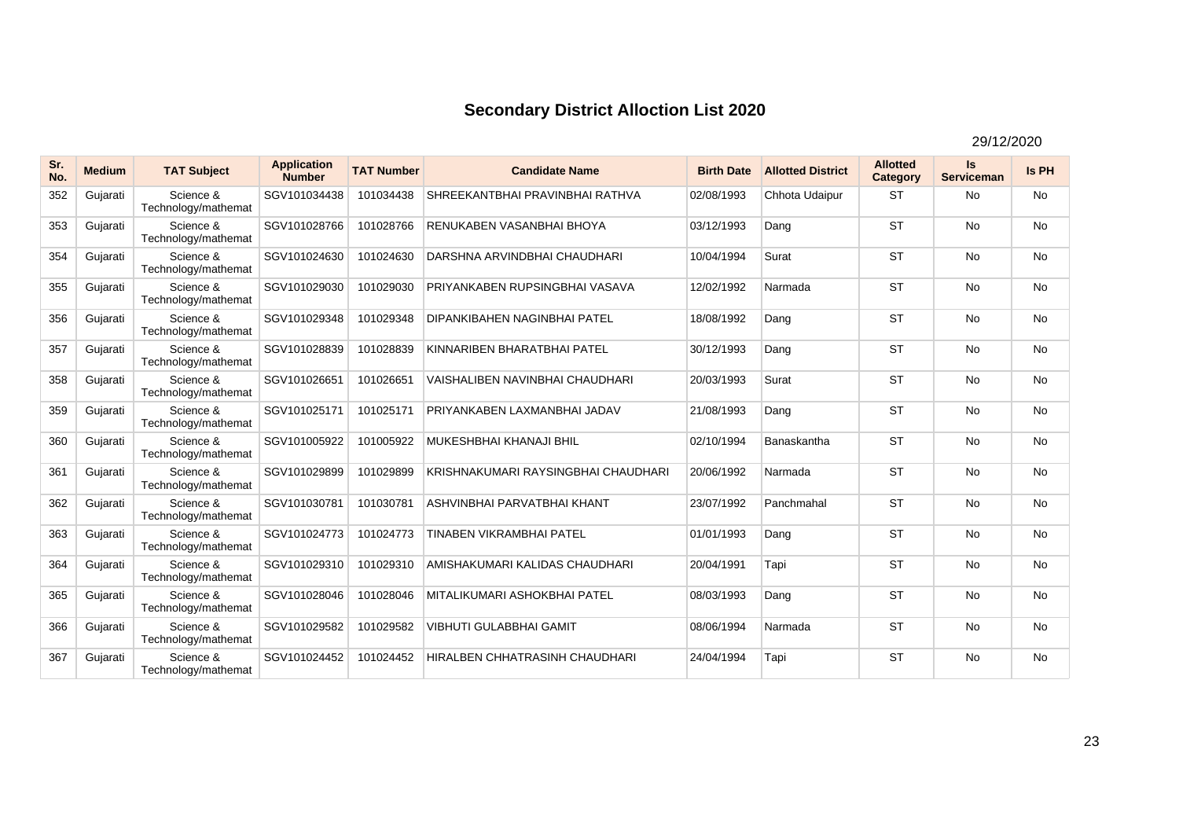# Secondary District Alloction List 2020

29/12/2020

| Sr. No. | Medium | TAT Subject | Application Number | TAT Number | Candidate Name | Birth Date | Allotted District | Allotted Category | Is Serviceman | Is PH |
|---|---|---|---|---|---|---|---|---|---|---|
| 352 | Gujarati | Science & Technology/mathemat | SGV101034438 | 101034438 | SHREEKANTBHAI PRAVINBHAI RATHVA | 02/08/1993 | Chhota Udaipur | ST | No | No |
| 353 | Gujarati | Science & Technology/mathemat | SGV101028766 | 101028766 | RENUKABEN VASANBHAI BHOYA | 03/12/1993 | Dang | ST | No | No |
| 354 | Gujarati | Science & Technology/mathemat | SGV101024630 | 101024630 | DARSHNA ARVINDBHAI CHAUDHARI | 10/04/1994 | Surat | ST | No | No |
| 355 | Gujarati | Science & Technology/mathemat | SGV101029030 | 101029030 | PRIYANKABEN RUPSINGBHAI VASAVA | 12/02/1992 | Narmada | ST | No | No |
| 356 | Gujarati | Science & Technology/mathemat | SGV101029348 | 101029348 | DIPANKIBAHEN NAGINBHAI PATEL | 18/08/1992 | Dang | ST | No | No |
| 357 | Gujarati | Science & Technology/mathemat | SGV101028839 | 101028839 | KINNARIBEN BHARATBHAI PATEL | 30/12/1993 | Dang | ST | No | No |
| 358 | Gujarati | Science & Technology/mathemat | SGV101026651 | 101026651 | VAISHALIBEN NAVINBHAI CHAUDHARI | 20/03/1993 | Surat | ST | No | No |
| 359 | Gujarati | Science & Technology/mathemat | SGV101025171 | 101025171 | PRIYANKABEN LAXMANBHAI JADAV | 21/08/1993 | Dang | ST | No | No |
| 360 | Gujarati | Science & Technology/mathemat | SGV101005922 | 101005922 | MUKESHBHAI KHANAJI BHIL | 02/10/1994 | Banaskantha | ST | No | No |
| 361 | Gujarati | Science & Technology/mathemat | SGV101029899 | 101029899 | KRISHNAKUMARI RAYSINGBHAI CHAUDHARI | 20/06/1992 | Narmada | ST | No | No |
| 362 | Gujarati | Science & Technology/mathemat | SGV101030781 | 101030781 | ASHVINBHAI PARVATBHAI KHANT | 23/07/1992 | Panchmahal | ST | No | No |
| 363 | Gujarati | Science & Technology/mathemat | SGV101024773 | 101024773 | TINABEN VIKRAMBHAI PATEL | 01/01/1993 | Dang | ST | No | No |
| 364 | Gujarati | Science & Technology/mathemat | SGV101029310 | 101029310 | AMISHAKUMARI KALIDAS CHAUDHARI | 20/04/1991 | Tapi | ST | No | No |
| 365 | Gujarati | Science & Technology/mathemat | SGV101028046 | 101028046 | MITALIKUMARI ASHOKBHAI PATEL | 08/03/1993 | Dang | ST | No | No |
| 366 | Gujarati | Science & Technology/mathemat | SGV101029582 | 101029582 | VIBHUTI GULABBHAI GAMIT | 08/06/1994 | Narmada | ST | No | No |
| 367 | Gujarati | Science & Technology/mathemat | SGV101024452 | 101024452 | HIRALBEN CHHATRASINH CHAUDHARI | 24/04/1994 | Tapi | ST | No | No |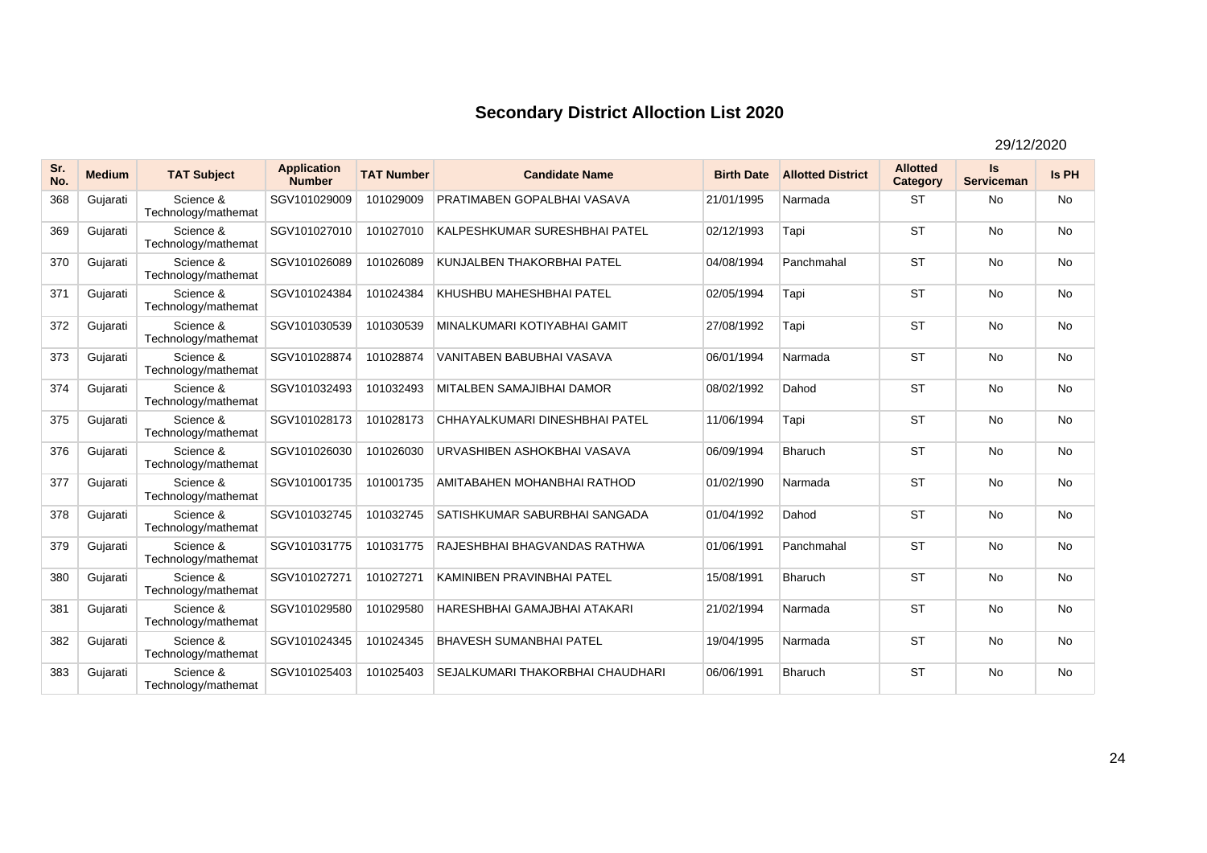# Secondary District Alloction List 2020

29/12/2020

| Sr. No. | Medium | TAT Subject | Application Number | TAT Number | Candidate Name | Birth Date | Allotted District | Allotted Category | Is Serviceman | Is PH |
|---|---|---|---|---|---|---|---|---|---|---|
| 368 | Gujarati | Science & Technology/mathemat | SGV101029009 | 101029009 | PRATIMABEN GOPALBHAI VASAVA | 21/01/1995 | Narmada | ST | No | No |
| 369 | Gujarati | Science & Technology/mathemat | SGV101027010 | 101027010 | KALPESHKUMAR SURESHBHAI PATEL | 02/12/1993 | Tapi | ST | No | No |
| 370 | Gujarati | Science & Technology/mathemat | SGV101026089 | 101026089 | KUNJALBEN THAKORBHAI PATEL | 04/08/1994 | Panchmahal | ST | No | No |
| 371 | Gujarati | Science & Technology/mathemat | SGV101024384 | 101024384 | KHUSHBU MAHESHBHAI PATEL | 02/05/1994 | Tapi | ST | No | No |
| 372 | Gujarati | Science & Technology/mathemat | SGV101030539 | 101030539 | MINALKUMARI KOTIYABHAI GAMIT | 27/08/1992 | Tapi | ST | No | No |
| 373 | Gujarati | Science & Technology/mathemat | SGV101028874 | 101028874 | VANITABEN BABUBHAI VASAVA | 06/01/1994 | Narmada | ST | No | No |
| 374 | Gujarati | Science & Technology/mathemat | SGV101032493 | 101032493 | MITALBEN SAMAJIBHAI DAMOR | 08/02/1992 | Dahod | ST | No | No |
| 375 | Gujarati | Science & Technology/mathemat | SGV101028173 | 101028173 | CHHAYALKUMARI DINESHBHAI PATEL | 11/06/1994 | Tapi | ST | No | No |
| 376 | Gujarati | Science & Technology/mathemat | SGV101026030 | 101026030 | URVASHIBEN ASHOKBHAI VASAVA | 06/09/1994 | Bharuch | ST | No | No |
| 377 | Gujarati | Science & Technology/mathemat | SGV101001735 | 101001735 | AMITABAHEN MOHANBHAI RATHOD | 01/02/1990 | Narmada | ST | No | No |
| 378 | Gujarati | Science & Technology/mathemat | SGV101032745 | 101032745 | SATISHKUMAR SABURBHAI SANGADA | 01/04/1992 | Dahod | ST | No | No |
| 379 | Gujarati | Science & Technology/mathemat | SGV101031775 | 101031775 | RAJESHBHAI BHAGVANDAS RATHWA | 01/06/1991 | Panchmahal | ST | No | No |
| 380 | Gujarati | Science & Technology/mathemat | SGV101027271 | 101027271 | KAMINIBEN PRAVINBHAI PATEL | 15/08/1991 | Bharuch | ST | No | No |
| 381 | Gujarati | Science & Technology/mathemat | SGV101029580 | 101029580 | HARESHBHAI GAMAJBHAI ATAKARI | 21/02/1994 | Narmada | ST | No | No |
| 382 | Gujarati | Science & Technology/mathemat | SGV101024345 | 101024345 | BHAVESH SUMANBHAI PATEL | 19/04/1995 | Narmada | ST | No | No |
| 383 | Gujarati | Science & Technology/mathemat | SGV101025403 | 101025403 | SEJALKUMARI THAKORBHAI CHAUDHARI | 06/06/1991 | Bharuch | ST | No | No |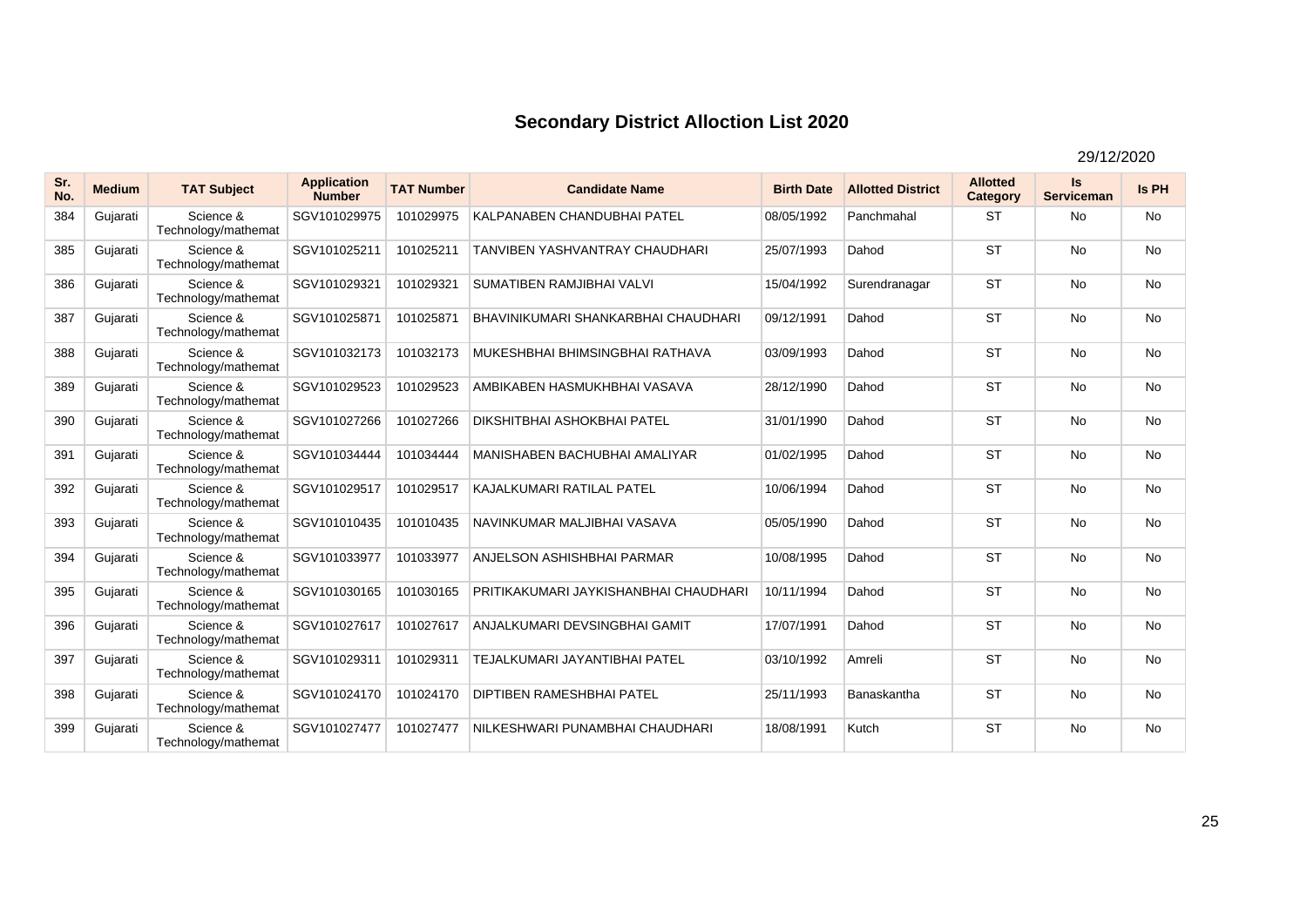# Secondary District Alloction List 2020

29/12/2020

| Sr. No. | Medium | TAT Subject | Application Number | TAT Number | Candidate Name | Birth Date | Allotted District | Allotted Category | Is Serviceman | Is PH |
|---|---|---|---|---|---|---|---|---|---|---|
| 384 | Gujarati | Science & Technology/mathemat | SGV101029975 | 101029975 | KALPANABEN CHANDUBHAI PATEL | 08/05/1992 | Panchmahal | ST | No | No |
| 385 | Gujarati | Science & Technology/mathemat | SGV101025211 | 101025211 | TANVIBEN YASHVANTRAY CHAUDHARI | 25/07/1993 | Dahod | ST | No | No |
| 386 | Gujarati | Science & Technology/mathemat | SGV101029321 | 101029321 | SUMATIBEN RAMJIBHAI VALVI | 15/04/1992 | Surendranagar | ST | No | No |
| 387 | Gujarati | Science & Technology/mathemat | SGV101025871 | 101025871 | BHAVINIKUMARI SHANKARBHAI CHAUDHARI | 09/12/1991 | Dahod | ST | No | No |
| 388 | Gujarati | Science & Technology/mathemat | SGV101032173 | 101032173 | MUKESHBHAI BHIMSINGBHAI RATHAVA | 03/09/1993 | Dahod | ST | No | No |
| 389 | Gujarati | Science & Technology/mathemat | SGV101029523 | 101029523 | AMBIKABEN HASMUKHBHAI VASAVA | 28/12/1990 | Dahod | ST | No | No |
| 390 | Gujarati | Science & Technology/mathemat | SGV101027266 | 101027266 | DIKSHITBHAI ASHOKBHAI PATEL | 31/01/1990 | Dahod | ST | No | No |
| 391 | Gujarati | Science & Technology/mathemat | SGV101034444 | 101034444 | MANISHABEN BACHUBHAI AMALIYAR | 01/02/1995 | Dahod | ST | No | No |
| 392 | Gujarati | Science & Technology/mathemat | SGV101029517 | 101029517 | KAJALKUMARI RATILAL PATEL | 10/06/1994 | Dahod | ST | No | No |
| 393 | Gujarati | Science & Technology/mathemat | SGV101010435 | 101010435 | NAVINKUMAR MALJIBHAI VASAVA | 05/05/1990 | Dahod | ST | No | No |
| 394 | Gujarati | Science & Technology/mathemat | SGV101033977 | 101033977 | ANJELSON ASHISHBHAI PARMAR | 10/08/1995 | Dahod | ST | No | No |
| 395 | Gujarati | Science & Technology/mathemat | SGV101030165 | 101030165 | PRITIKAKUMARI JAYKISHANBHAI CHAUDHARI | 10/11/1994 | Dahod | ST | No | No |
| 396 | Gujarati | Science & Technology/mathemat | SGV101027617 | 101027617 | ANJALKUMARI DEVSINGBHAI GAMIT | 17/07/1991 | Dahod | ST | No | No |
| 397 | Gujarati | Science & Technology/mathemat | SGV101029311 | 101029311 | TEJALKUMARI JAYANTIBHAI PATEL | 03/10/1992 | Amreli | ST | No | No |
| 398 | Gujarati | Science & Technology/mathemat | SGV101024170 | 101024170 | DIPTIBEN RAMESHBHAI PATEL | 25/11/1993 | Banaskantha | ST | No | No |
| 399 | Gujarati | Science & Technology/mathemat | SGV101027477 | 101027477 | NILKESHWARI PUNAMBHAI CHAUDHARI | 18/08/1991 | Kutch | ST | No | No |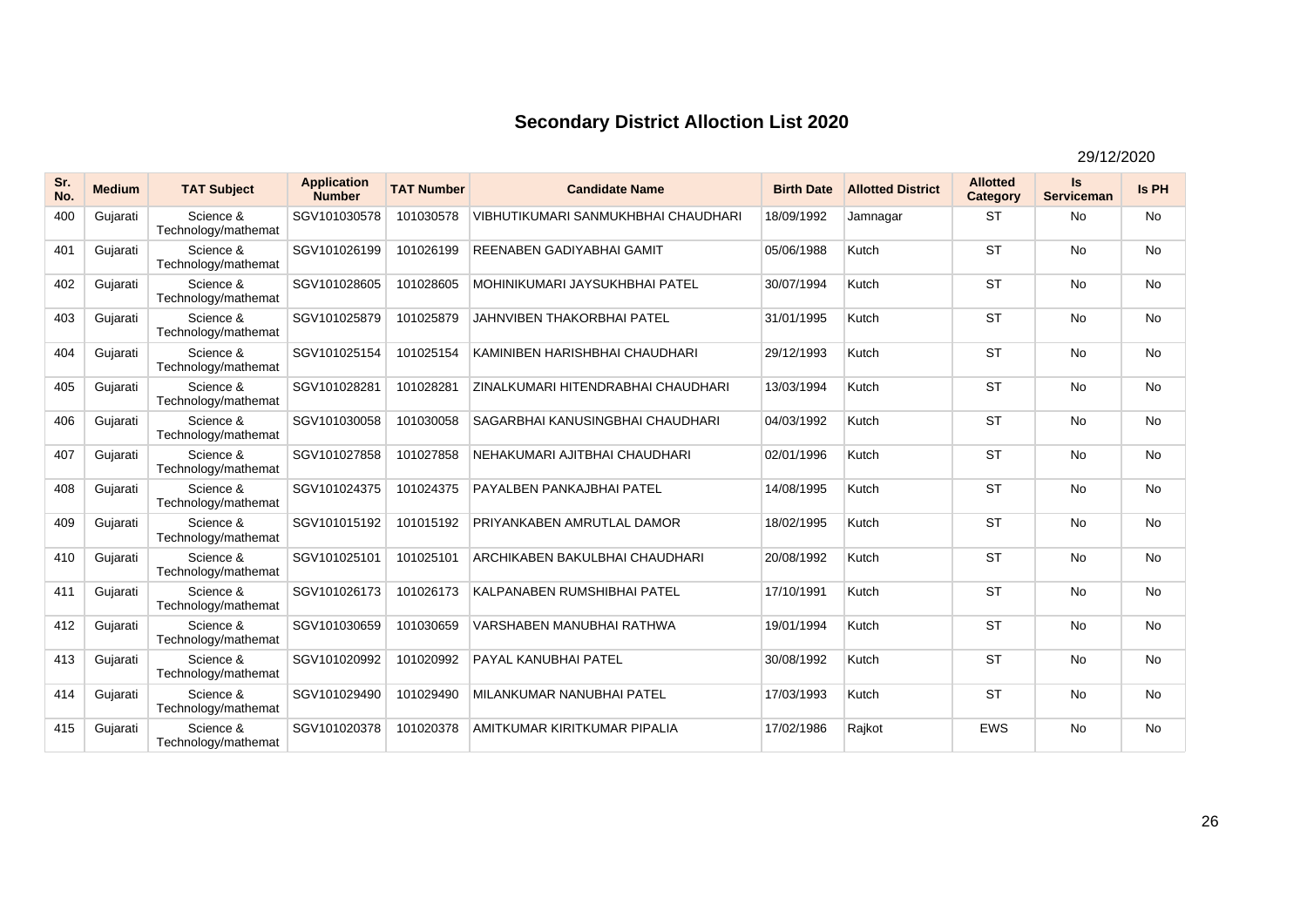# Secondary District Alloction List 2020

29/12/2020

| Sr. No. | Medium | TAT Subject | Application Number | TAT Number | Candidate Name | Birth Date | Allotted District | Allotted Category | Is Serviceman | Is PH |
|---|---|---|---|---|---|---|---|---|---|---|
| 400 | Gujarati | Science & Technology/mathemat | SGV101030578 | 101030578 | VIBHUTIKUMARI SANMUKHBHAI CHAUDHARI | 18/09/1992 | Jamnagar | ST | No | No |
| 401 | Gujarati | Science & Technology/mathemat | SGV101026199 | 101026199 | REENABEN GADIYABHAI GAMIT | 05/06/1988 | Kutch | ST | No | No |
| 402 | Gujarati | Science & Technology/mathemat | SGV101028605 | 101028605 | MOHINIKUMARI JAYSUKHBHAI PATEL | 30/07/1994 | Kutch | ST | No | No |
| 403 | Gujarati | Science & Technology/mathemat | SGV101025879 | 101025879 | JAHNVIBEN THAKORBHAI PATEL | 31/01/1995 | Kutch | ST | No | No |
| 404 | Gujarati | Science & Technology/mathemat | SGV101025154 | 101025154 | KAMINIBEN HARISHBHAI CHAUDHARI | 29/12/1993 | Kutch | ST | No | No |
| 405 | Gujarati | Science & Technology/mathemat | SGV101028281 | 101028281 | ZINALKUMARI HITENDRABHAI CHAUDHARI | 13/03/1994 | Kutch | ST | No | No |
| 406 | Gujarati | Science & Technology/mathemat | SGV101030058 | 101030058 | SAGARBHAI KANUSINGBHAI CHAUDHARI | 04/03/1992 | Kutch | ST | No | No |
| 407 | Gujarati | Science & Technology/mathemat | SGV101027858 | 101027858 | NEHAKUMARI AJITBHAI CHAUDHARI | 02/01/1996 | Kutch | ST | No | No |
| 408 | Gujarati | Science & Technology/mathemat | SGV101024375 | 101024375 | PAYALBEN PANKAJBHAI PATEL | 14/08/1995 | Kutch | ST | No | No |
| 409 | Gujarati | Science & Technology/mathemat | SGV101015192 | 101015192 | PRIYANKABEN AMRUTLAL DAMOR | 18/02/1995 | Kutch | ST | No | No |
| 410 | Gujarati | Science & Technology/mathemat | SGV101025101 | 101025101 | ARCHIKABEN BAKULBHAI CHAUDHARI | 20/08/1992 | Kutch | ST | No | No |
| 411 | Gujarati | Science & Technology/mathemat | SGV101026173 | 101026173 | KALPANABEN RUMSHIBHAI PATEL | 17/10/1991 | Kutch | ST | No | No |
| 412 | Gujarati | Science & Technology/mathemat | SGV101030659 | 101030659 | VARSHABEN MANUBHAI RATHWA | 19/01/1994 | Kutch | ST | No | No |
| 413 | Gujarati | Science & Technology/mathemat | SGV101020992 | 101020992 | PAYAL KANUBHAI PATEL | 30/08/1992 | Kutch | ST | No | No |
| 414 | Gujarati | Science & Technology/mathemat | SGV101029490 | 101029490 | MILANKUMAR NANUBHAI PATEL | 17/03/1993 | Kutch | ST | No | No |
| 415 | Gujarati | Science & Technology/mathemat | SGV101020378 | 101020378 | AMITKUMAR KIRITKUMAR PIPALIA | 17/02/1986 | Rajkot | EWS | No | No |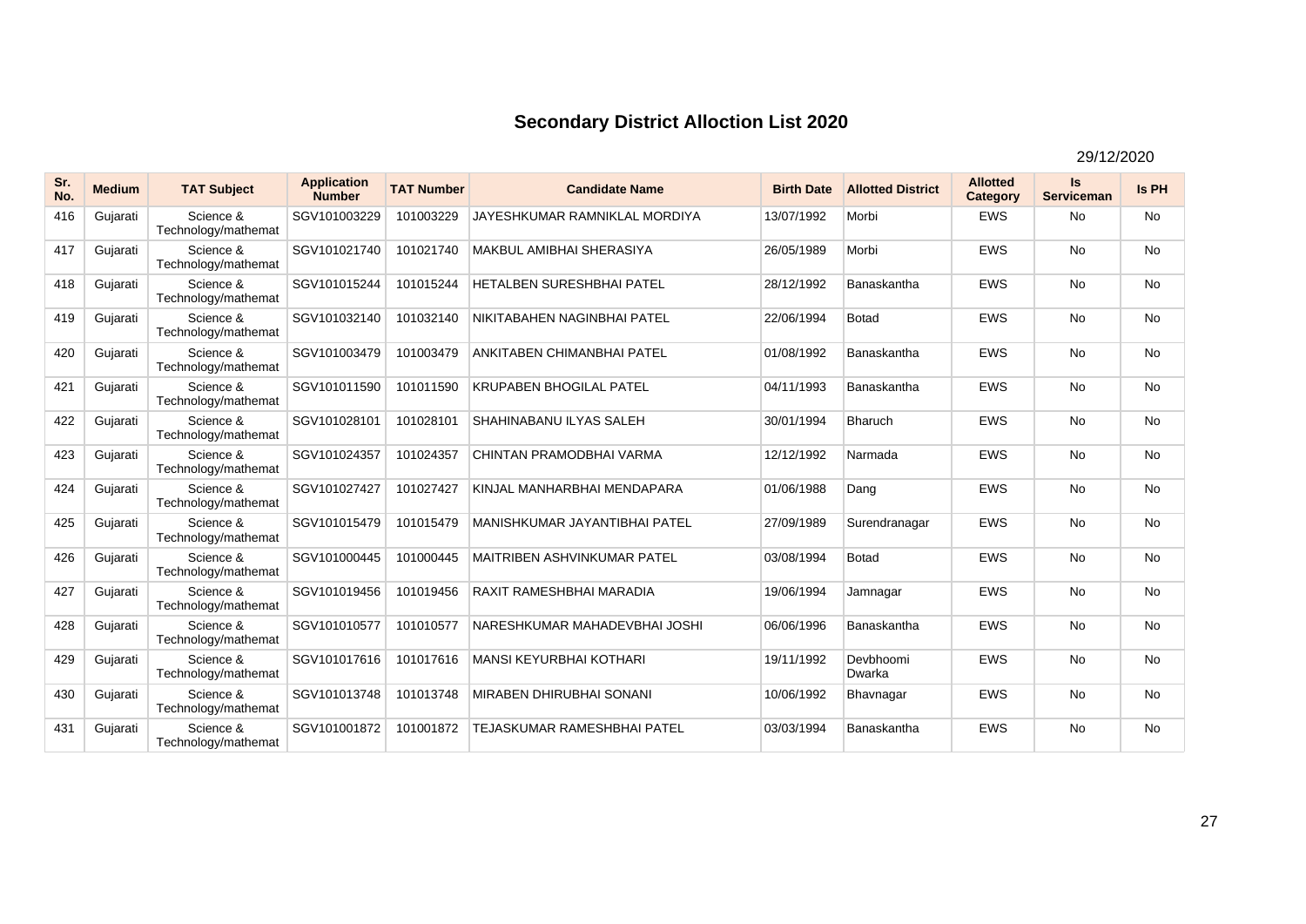# Secondary District Alloction List 2020

29/12/2020

| Sr. No. | Medium | TAT Subject | Application Number | TAT Number | Candidate Name | Birth Date | Allotted District | Allotted Category | Is Serviceman | Is PH |
|---|---|---|---|---|---|---|---|---|---|---|
| 416 | Gujarati | Science & Technology/mathemat | SGV101003229 | 101003229 | JAYESHKUMAR RAMNIKLAL MORDIYA | 13/07/1992 | Morbi | EWS | No | No |
| 417 | Gujarati | Science & Technology/mathemat | SGV101021740 | 101021740 | MAKBUL AMIBHAI SHERASIYA | 26/05/1989 | Morbi | EWS | No | No |
| 418 | Gujarati | Science & Technology/mathemat | SGV101015244 | 101015244 | HETALBEN SURESHBHAI PATEL | 28/12/1992 | Banaskantha | EWS | No | No |
| 419 | Gujarati | Science & Technology/mathemat | SGV101032140 | 101032140 | NIKITABAHEN NAGINBHAI PATEL | 22/06/1994 | Botad | EWS | No | No |
| 420 | Gujarati | Science & Technology/mathemat | SGV101003479 | 101003479 | ANKITABEN CHIMANBHAI PATEL | 01/08/1992 | Banaskantha | EWS | No | No |
| 421 | Gujarati | Science & Technology/mathemat | SGV101011590 | 101011590 | KRUPABEN BHOGILAL PATEL | 04/11/1993 | Banaskantha | EWS | No | No |
| 422 | Gujarati | Science & Technology/mathemat | SGV101028101 | 101028101 | SHAHINABANU ILYAS SALEH | 30/01/1994 | Bharuch | EWS | No | No |
| 423 | Gujarati | Science & Technology/mathemat | SGV101024357 | 101024357 | CHINTAN PRAMODBHAI VARMA | 12/12/1992 | Narmada | EWS | No | No |
| 424 | Gujarati | Science & Technology/mathemat | SGV101027427 | 101027427 | KINJAL MANHARBHAI MENDAPARA | 01/06/1988 | Dang | EWS | No | No |
| 425 | Gujarati | Science & Technology/mathemat | SGV101015479 | 101015479 | MANISHKUMAR JAYANTIBHAI PATEL | 27/09/1989 | Surendranagar | EWS | No | No |
| 426 | Gujarati | Science & Technology/mathemat | SGV101000445 | 101000445 | MAITRIBEN ASHVINKUMAR PATEL | 03/08/1994 | Botad | EWS | No | No |
| 427 | Gujarati | Science & Technology/mathemat | SGV101019456 | 101019456 | RAXIT RAMESHBHAI MARADIA | 19/06/1994 | Jamnagar | EWS | No | No |
| 428 | Gujarati | Science & Technology/mathemat | SGV101010577 | 101010577 | NARESHKUMAR MAHADEVBHAI JOSHI | 06/06/1996 | Banaskantha | EWS | No | No |
| 429 | Gujarati | Science & Technology/mathemat | SGV101017616 | 101017616 | MANSI KEYURBHAI KOTHARI | 19/11/1992 | Devbhoomi Dwarka | EWS | No | No |
| 430 | Gujarati | Science & Technology/mathemat | SGV101013748 | 101013748 | MIRABEN DHIRUBHAI SONANI | 10/06/1992 | Bhavnagar | EWS | No | No |
| 431 | Gujarati | Science & Technology/mathemat | SGV101001872 | 101001872 | TEJASKUMAR RAMESHBHAI PATEL | 03/03/1994 | Banaskantha | EWS | No | No |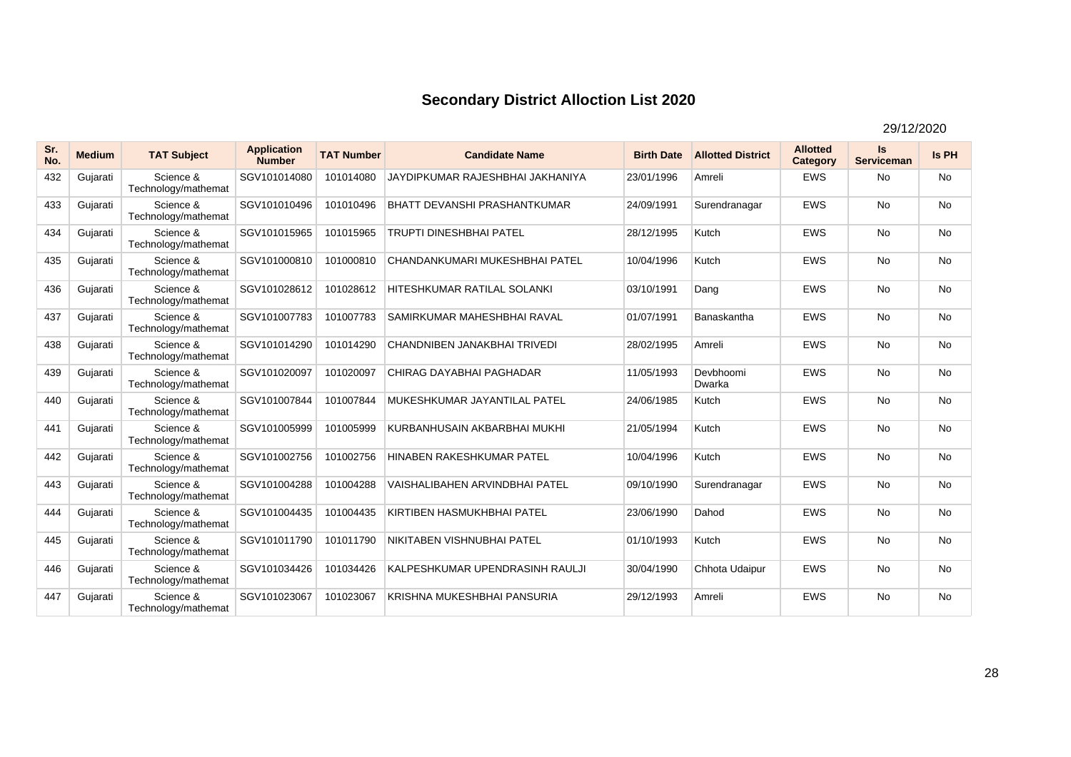# Secondary District Alloction List 2020

29/12/2020

| Sr. No. | Medium | TAT Subject | Application Number | TAT Number | Candidate Name | Birth Date | Allotted District | Allotted Category | Is Serviceman | Is PH |
|---|---|---|---|---|---|---|---|---|---|---|
| 432 | Gujarati | Science & Technology/mathemat | SGV101014080 | 101014080 | JAYDIPKUMAR RAJESHBHAI JAKHANIYA | 23/01/1996 | Amreli | EWS | No | No |
| 433 | Gujarati | Science & Technology/mathemat | SGV101010496 | 101010496 | BHATT DEVANSHI PRASHANTKUMAR | 24/09/1991 | Surendranagar | EWS | No | No |
| 434 | Gujarati | Science & Technology/mathemat | SGV101015965 | 101015965 | TRUPTI DINESHBHAI PATEL | 28/12/1995 | Kutch | EWS | No | No |
| 435 | Gujarati | Science & Technology/mathemat | SGV101000810 | 101000810 | CHANDANKUMARI MUKESHBHAI PATEL | 10/04/1996 | Kutch | EWS | No | No |
| 436 | Gujarati | Science & Technology/mathemat | SGV101028612 | 101028612 | HITESHKUMAR RATILAL SOLANKI | 03/10/1991 | Dang | EWS | No | No |
| 437 | Gujarati | Science & Technology/mathemat | SGV101007783 | 101007783 | SAMIRKUMAR MAHESHBHAI RAVAL | 01/07/1991 | Banaskantha | EWS | No | No |
| 438 | Gujarati | Science & Technology/mathemat | SGV101014290 | 101014290 | CHANDNIBEN JANAKBHAI TRIVEDI | 28/02/1995 | Amreli | EWS | No | No |
| 439 | Gujarati | Science & Technology/mathemat | SGV101020097 | 101020097 | CHIRAG DAYABHAI PAGHADAR | 11/05/1993 | Devbhoomi Dwarka | EWS | No | No |
| 440 | Gujarati | Science & Technology/mathemat | SGV101007844 | 101007844 | MUKESHKUMAR JAYANTILAL PATEL | 24/06/1985 | Kutch | EWS | No | No |
| 441 | Gujarati | Science & Technology/mathemat | SGV101005999 | 101005999 | KURBANHUSAIN AKBARBHAI MUKHI | 21/05/1994 | Kutch | EWS | No | No |
| 442 | Gujarati | Science & Technology/mathemat | SGV101002756 | 101002756 | HINABEN RAKESHKUMAR PATEL | 10/04/1996 | Kutch | EWS | No | No |
| 443 | Gujarati | Science & Technology/mathemat | SGV101004288 | 101004288 | VAISHALIBAHEN ARVINDBHAI PATEL | 09/10/1990 | Surendranagar | EWS | No | No |
| 444 | Gujarati | Science & Technology/mathemat | SGV101004435 | 101004435 | KIRTIBEN HASMUKHBHAI PATEL | 23/06/1990 | Dahod | EWS | No | No |
| 445 | Gujarati | Science & Technology/mathemat | SGV101011790 | 101011790 | NIKITABEN VISHNUBHAI PATEL | 01/10/1993 | Kutch | EWS | No | No |
| 446 | Gujarati | Science & Technology/mathemat | SGV101034426 | 101034426 | KALPESHKUMAR UPENDRASINH RAULJI | 30/04/1990 | Chhota Udaipur | EWS | No | No |
| 447 | Gujarati | Science & Technology/mathemat | SGV101023067 | 101023067 | KRISHNA MUKESHBHAI PANSURIA | 29/12/1993 | Amreli | EWS | No | No |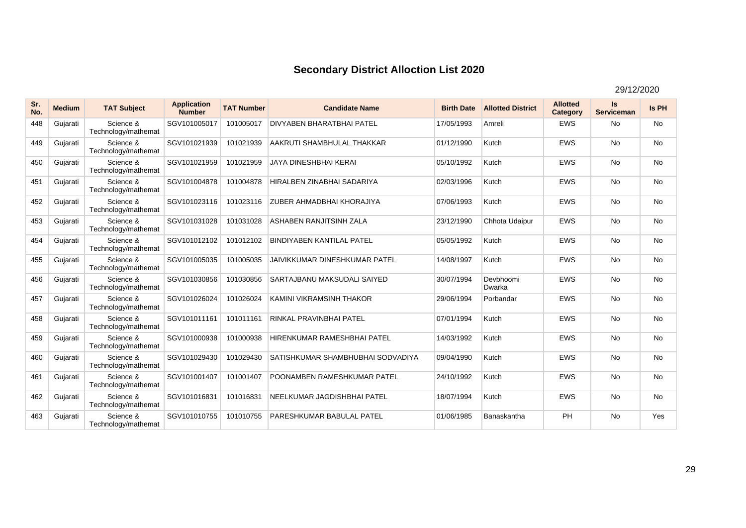# Secondary District Alloction List 2020

29/12/2020

| Sr. No. | Medium | TAT Subject | Application Number | TAT Number | Candidate Name | Birth Date | Allotted District | Allotted Category | Is Serviceman | Is PH |
|---|---|---|---|---|---|---|---|---|---|---|
| 448 | Gujarati | Science & Technology/mathemat | SGV101005017 | 101005017 | DIVYABEN BHARATBHAI PATEL | 17/05/1993 | Amreli | EWS | No | No |
| 449 | Gujarati | Science & Technology/mathemat | SGV101021939 | 101021939 | AAKRUTI SHAMBHULAL THAKKAR | 01/12/1990 | Kutch | EWS | No | No |
| 450 | Gujarati | Science & Technology/mathemat | SGV101021959 | 101021959 | JAYA DINESHBHAI KERAI | 05/10/1992 | Kutch | EWS | No | No |
| 451 | Gujarati | Science & Technology/mathemat | SGV101004878 | 101004878 | HIRALBEN ZINABHAI SADARIYA | 02/03/1996 | Kutch | EWS | No | No |
| 452 | Gujarati | Science & Technology/mathemat | SGV101023116 | 101023116 | ZUBER AHMADBHAI KHORAJIYA | 07/06/1993 | Kutch | EWS | No | No |
| 453 | Gujarati | Science & Technology/mathemat | SGV101031028 | 101031028 | ASHABEN RANJITSINH ZALA | 23/12/1990 | Chhota Udaipur | EWS | No | No |
| 454 | Gujarati | Science & Technology/mathemat | SGV101012102 | 101012102 | BINDIYABEN KANTILAL PATEL | 05/05/1992 | Kutch | EWS | No | No |
| 455 | Gujarati | Science & Technology/mathemat | SGV101005035 | 101005035 | JAIVIKKUMAR DINESHKUMAR PATEL | 14/08/1997 | Kutch | EWS | No | No |
| 456 | Gujarati | Science & Technology/mathemat | SGV101030856 | 101030856 | SARTAJBANU MAKSUDALI SAIYED | 30/07/1994 | Devbhoomi Dwarka | EWS | No | No |
| 457 | Gujarati | Science & Technology/mathemat | SGV101026024 | 101026024 | KAMINI VIKRAMSINH THAKOR | 29/06/1994 | Porbandar | EWS | No | No |
| 458 | Gujarati | Science & Technology/mathemat | SGV101011161 | 101011161 | RINKAL PRAVINBHAI PATEL | 07/01/1994 | Kutch | EWS | No | No |
| 459 | Gujarati | Science & Technology/mathemat | SGV101000938 | 101000938 | HIRENKUMAR RAMESHBHAI PATEL | 14/03/1992 | Kutch | EWS | No | No |
| 460 | Gujarati | Science & Technology/mathemat | SGV101029430 | 101029430 | SATISHKUMAR SHAMBHUBHAI SODVADIYA | 09/04/1990 | Kutch | EWS | No | No |
| 461 | Gujarati | Science & Technology/mathemat | SGV101001407 | 101001407 | POONAMBEN RAMESHKUMAR PATEL | 24/10/1992 | Kutch | EWS | No | No |
| 462 | Gujarati | Science & Technology/mathemat | SGV101016831 | 101016831 | NEELKUMAR JAGDISHBHAI PATEL | 18/07/1994 | Kutch | EWS | No | No |
| 463 | Gujarati | Science & Technology/mathemat | SGV101010755 | 101010755 | PARESHKUMAR BABULAL PATEL | 01/06/1985 | Banaskantha | PH | No | Yes |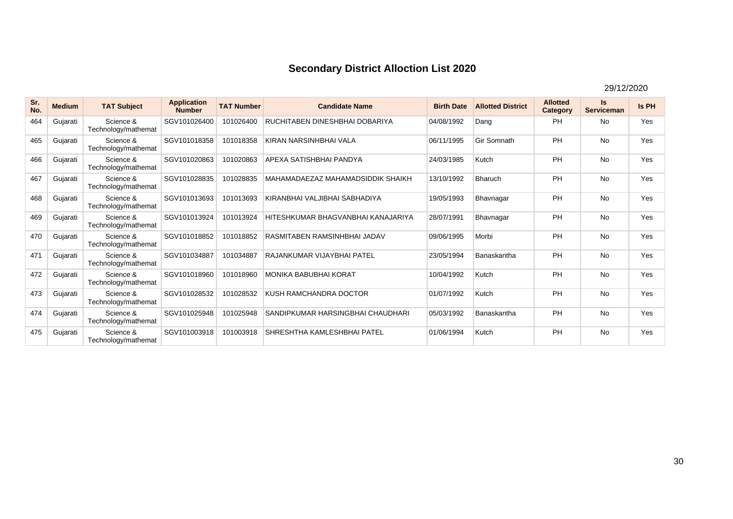# Secondary District Alloction List 2020

29/12/2020

| Sr. No. | Medium | TAT Subject | Application Number | TAT Number | Candidate Name | Birth Date | Allotted District | Allotted Category | Is Serviceman | Is PH |
|---|---|---|---|---|---|---|---|---|---|---|
| 464 | Gujarati | Science & Technology/mathemat | SGV101026400 | 101026400 | RUCHITABEN DINESHBHAI DOBARIYA | 04/08/1992 | Dang | PH | No | Yes |
| 465 | Gujarati | Science & Technology/mathemat | SGV101018358 | 101018358 | KIRAN NARSINHBHAI VALA | 06/11/1995 | Gir Somnath | PH | No | Yes |
| 466 | Gujarati | Science & Technology/mathemat | SGV101020863 | 101020863 | APEXA SATISHBHAI PANDYA | 24/03/1985 | Kutch | PH | No | Yes |
| 467 | Gujarati | Science & Technology/mathemat | SGV101028835 | 101028835 | MAHAMADAEZAZ MAHAMADSIDDIK SHAIKH | 13/10/1992 | Bharuch | PH | No | Yes |
| 468 | Gujarati | Science & Technology/mathemat | SGV101013693 | 101013693 | KIRANBHAI VALJIBHAI SABHADIYA | 19/05/1993 | Bhavnagar | PH | No | Yes |
| 469 | Gujarati | Science & Technology/mathemat | SGV101013924 | 101013924 | HITESHKUMAR BHAGVANBHAI KANAJARIYA | 28/07/1991 | Bhavnagar | PH | No | Yes |
| 470 | Gujarati | Science & Technology/mathemat | SGV101018852 | 101018852 | RASMITABEN RAMSINHBHAI JADAV | 09/06/1995 | Morbi | PH | No | Yes |
| 471 | Gujarati | Science & Technology/mathemat | SGV101034887 | 101034887 | RAJANKUMAR VIJAYBHAI PATEL | 23/05/1994 | Banaskantha | PH | No | Yes |
| 472 | Gujarati | Science & Technology/mathemat | SGV101018960 | 101018960 | MONIKA BABUBHAI KORAT | 10/04/1992 | Kutch | PH | No | Yes |
| 473 | Gujarati | Science & Technology/mathemat | SGV101028532 | 101028532 | KUSH RAMCHANDRA DOCTOR | 01/07/1992 | Kutch | PH | No | Yes |
| 474 | Gujarati | Science & Technology/mathemat | SGV101025948 | 101025948 | SANDIPKUMAR HARSINGBHAI CHAUDHARI | 05/03/1992 | Banaskantha | PH | No | Yes |
| 475 | Gujarati | Science & Technology/mathemat | SGV101003918 | 101003918 | SHRESHTHA KAMLESHBHAI PATEL | 01/06/1994 | Kutch | PH | No | Yes |